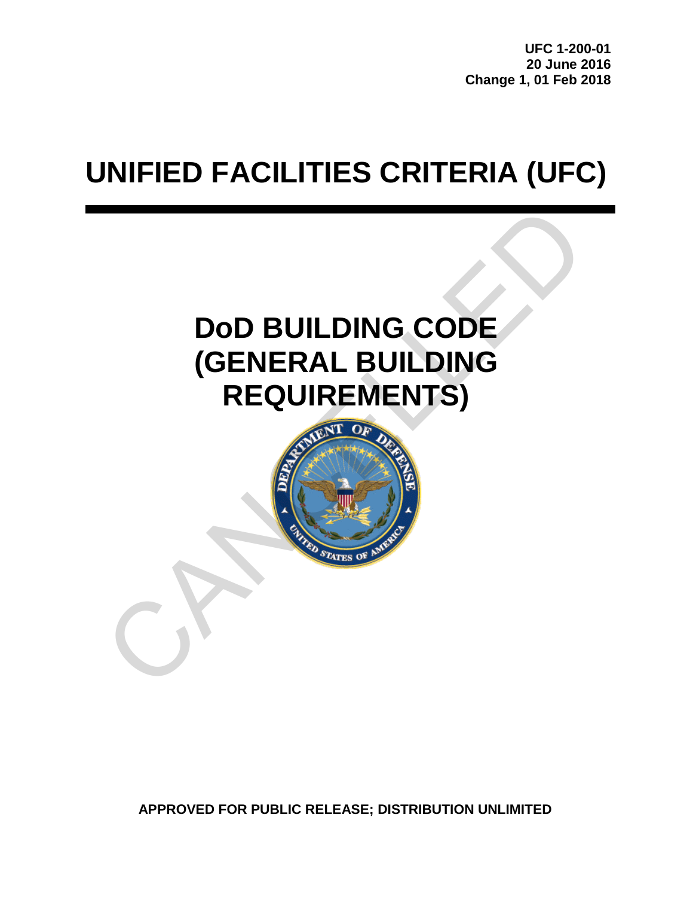**UFC 1-200-01**
**20 June 2016**
**Change 1, 01 Feb 2018**

# UNIFIED FACILITIES CRITERIA (UFC)

## DoD BUILDING CODE (GENERAL BUILDING REQUIREMENTS)

**APPROVED FOR PUBLIC RELEASE; DISTRIBUTION UNLIMITED**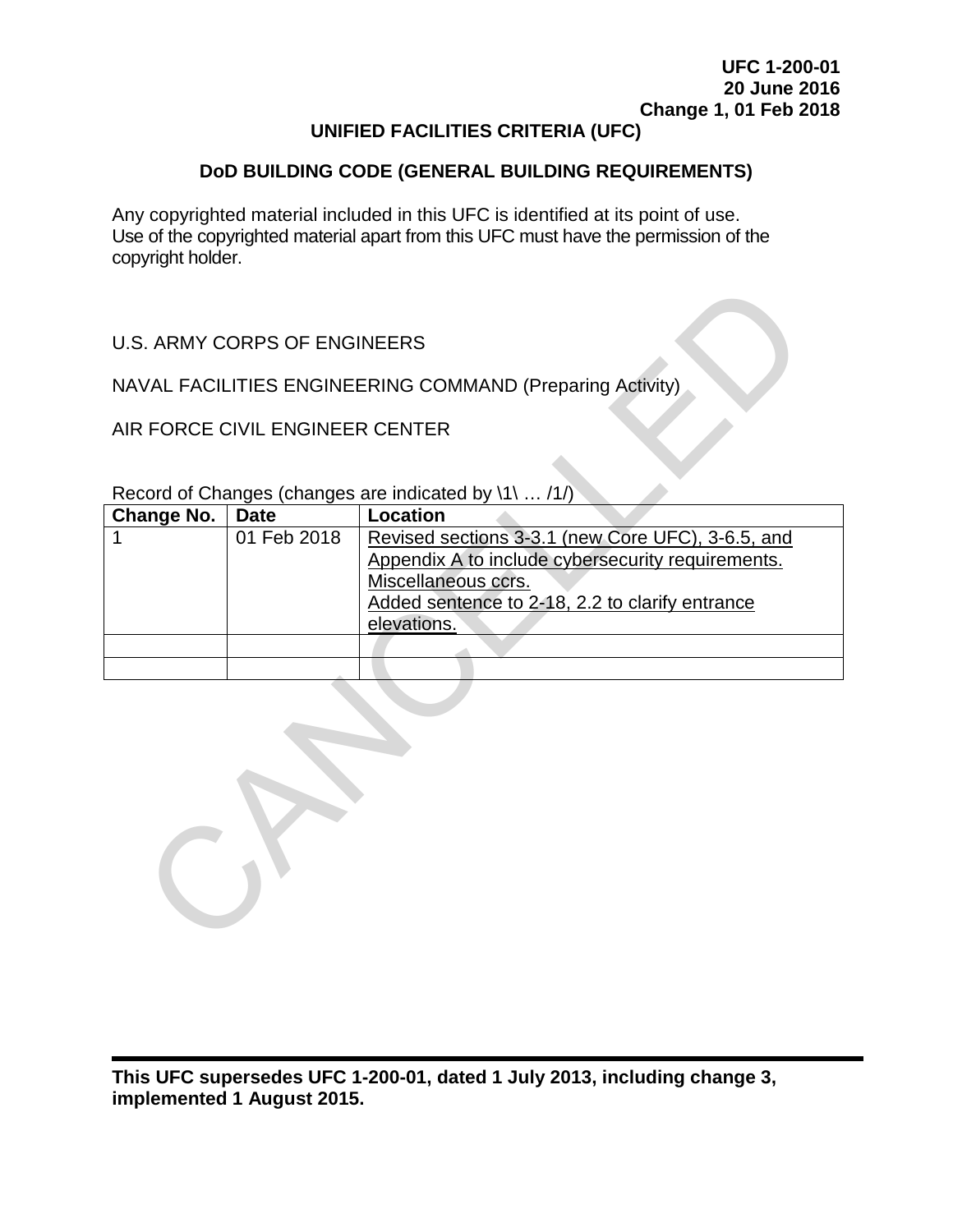**UFC 1-200-01**
**20 June 2016**
**Change 1, 01 Feb 2018**

# UNIFIED FACILITIES CRITERIA (UFC)

## DoD BUILDING CODE (GENERAL BUILDING REQUIREMENTS)

Any copyrighted material included in this UFC is identified at its point of use. Use of the copyrighted material apart from this UFC must have the permission of the copyright holder.

U.S. ARMY CORPS OF ENGINEERS

NAVAL FACILITIES ENGINEERING COMMAND (Preparing Activity)

AIR FORCE CIVIL ENGINEER CENTER

Record of Changes (changes are indicated by \1\ … /1/)

| Change No. | Date | Location |
|---|---|---|
| 1 | 01 Feb 2018 | Revised sections 3-3.1 (new Core UFC), 3-6.5, and Appendix A to include cybersecurity requirements. Miscellaneous ccrs. Added sentence to 2-18, 2.2 to clarify entrance elevations. |
| | | |
| | | |

**This UFC supersedes UFC 1-200-01, dated 1 July 2013, including change 3, implemented 1 August 2015.**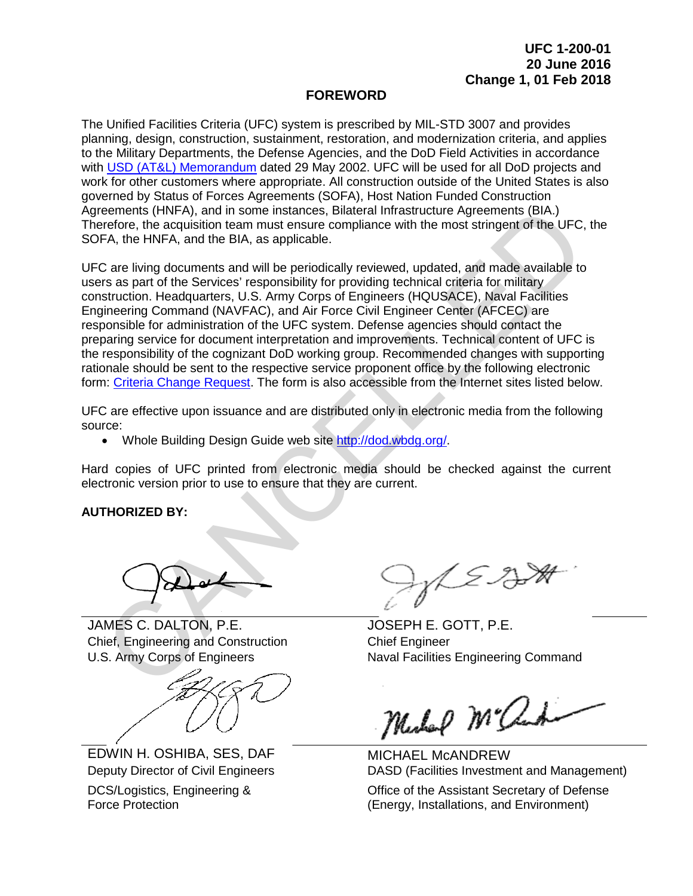UFC 1-200-01
20 June 2016
Change 1, 01 Feb 2018

## FOREWORD

The Unified Facilities Criteria (UFC) system is prescribed by MIL-STD 3007 and provides planning, design, construction, sustainment, restoration, and modernization criteria, and applies to the Military Departments, the Defense Agencies, and the DoD Field Activities in accordance with USD (AT&L) Memorandum dated 29 May 2002. UFC will be used for all DoD projects and work for other customers where appropriate. All construction outside of the United States is also governed by Status of Forces Agreements (SOFA), Host Nation Funded Construction Agreements (HNFA), and in some instances, Bilateral Infrastructure Agreements (BIA.) Therefore, the acquisition team must ensure compliance with the most stringent of the UFC, the SOFA, the HNFA, and the BIA, as applicable.

UFC are living documents and will be periodically reviewed, updated, and made available to users as part of the Services' responsibility for providing technical criteria for military construction. Headquarters, U.S. Army Corps of Engineers (HQUSACE), Naval Facilities Engineering Command (NAVFAC), and Air Force Civil Engineer Center (AFCEC) are responsible for administration of the UFC system. Defense agencies should contact the preparing service for document interpretation and improvements. Technical content of UFC is the responsibility of the cognizant DoD working group. Recommended changes with supporting rationale should be sent to the respective service proponent office by the following electronic form: Criteria Change Request. The form is also accessible from the Internet sites listed below.

UFC are effective upon issuance and are distributed only in electronic media from the following source:

- Whole Building Design Guide web site http://dod.wbdg.org/.

Hard copies of UFC printed from electronic media should be checked against the current electronic version prior to use to ensure that they are current.

**AUTHORIZED BY:**

JAMES C. DALTON, P.E.
Chief, Engineering and Construction
U.S. Army Corps of Engineers

JOSEPH E. GOTT, P.E.
Chief Engineer
Naval Facilities Engineering Command

EDWIN H. OSHIBA, SES, DAF
Deputy Director of Civil Engineers
DCS/Logistics, Engineering & Force Protection

MICHAEL McANDREW
DASD (Facilities Investment and Management)
Office of the Assistant Secretary of Defense (Energy, Installations, and Environment)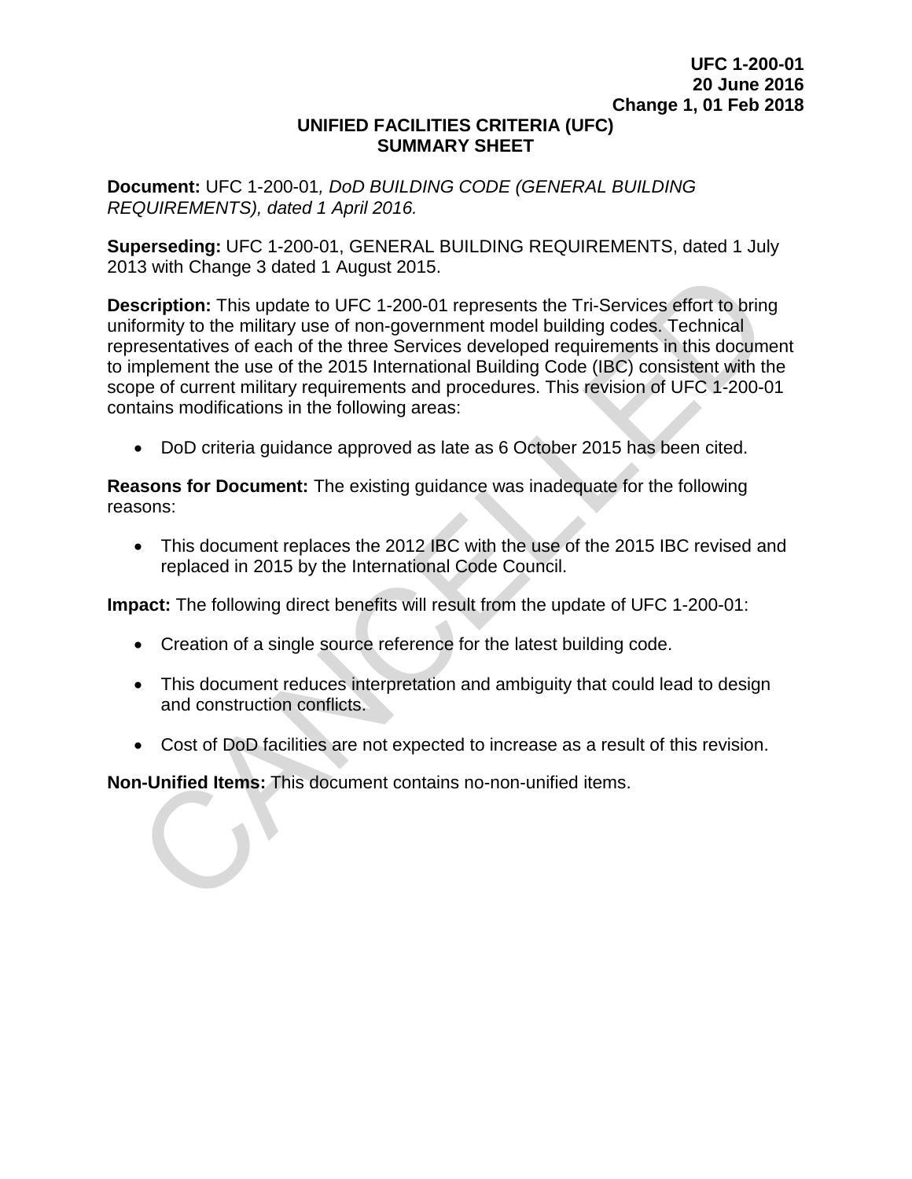# UNIFIED FACILITIES CRITERIA (UFC) SUMMARY SHEET

**Document:** UFC 1-200-01*, DoD BUILDING CODE (GENERAL BUILDING REQUIREMENTS), dated 1 April 2016.*

**Superseding:** UFC 1-200-01, GENERAL BUILDING REQUIREMENTS, dated 1 July 2013 with Change 3 dated 1 August 2015.

**Description:** This update to UFC 1-200-01 represents the Tri-Services effort to bring uniformity to the military use of non-government model building codes. Technical representatives of each of the three Services developed requirements in this document to implement the use of the 2015 International Building Code (IBC) consistent with the scope of current military requirements and procedures. This revision of UFC 1-200-01 contains modifications in the following areas:

- DoD criteria guidance approved as late as 6 October 2015 has been cited.

**Reasons for Document:** The existing guidance was inadequate for the following reasons:

- This document replaces the 2012 IBC with the use of the 2015 IBC revised and replaced in 2015 by the International Code Council.

**Impact:** The following direct benefits will result from the update of UFC 1-200-01:

- Creation of a single source reference for the latest building code.
- This document reduces interpretation and ambiguity that could lead to design and construction conflicts.
- Cost of DoD facilities are not expected to increase as a result of this revision.

**Non-Unified Items:** This document contains no-non-unified items.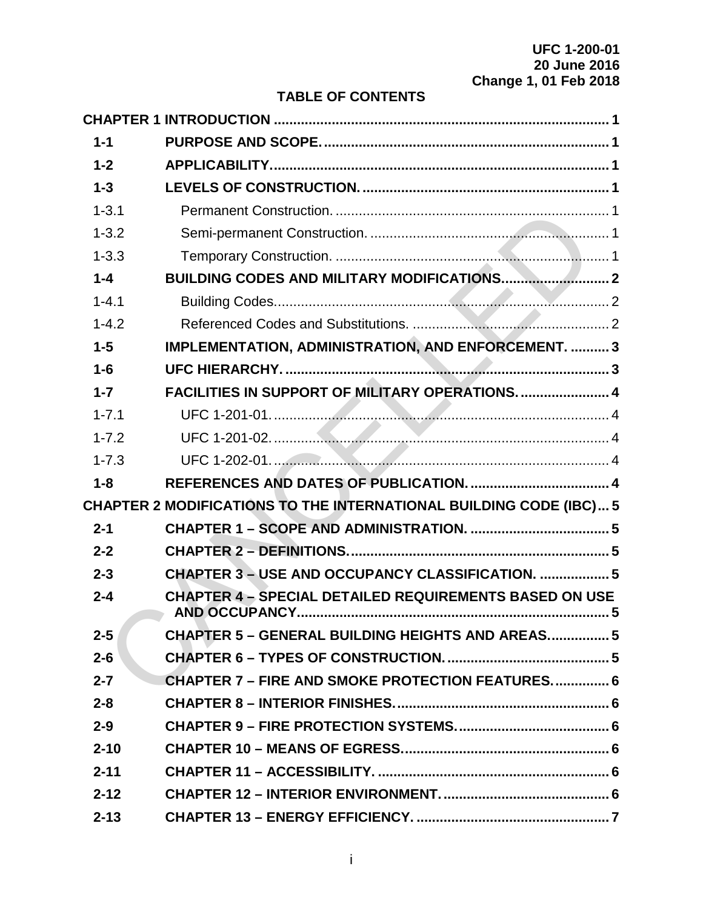## TABLE OF CONTENTS

| | | |
|---|---|---|
| **CHAPTER 1 INTRODUCTION** | | **1** |
| **1-1** | **PURPOSE AND SCOPE.** | **1** |
| **1-2** | **APPLICABILITY.** | **1** |
| **1-3** | **LEVELS OF CONSTRUCTION.** | **1** |
| 1-3.1 | Permanent Construction. | 1 |
| 1-3.2 | Semi-permanent Construction. | 1 |
| 1-3.3 | Temporary Construction. | 1 |
| **1-4** | **BUILDING CODES AND MILITARY MODIFICATIONS.** | **2** |
| 1-4.1 | Building Codes. | 2 |
| 1-4.2 | Referenced Codes and Substitutions. | 2 |
| **1-5** | **IMPLEMENTATION, ADMINISTRATION, AND ENFORCEMENT.** | **3** |
| **1-6** | **UFC HIERARCHY.** | **3** |
| **1-7** | **FACILITIES IN SUPPORT OF MILITARY OPERATIONS.** | **4** |
| 1-7.1 | UFC 1-201-01. | 4 |
| 1-7.2 | UFC 1-201-02. | 4 |
| 1-7.3 | UFC 1-202-01. | 4 |
| **1-8** | **REFERENCES AND DATES OF PUBLICATION.** | **4** |
| **CHAPTER 2 MODIFICATIONS TO THE INTERNATIONAL BUILDING CODE (IBC)** | | **5** |
| **2-1** | **CHAPTER 1 – SCOPE AND ADMINISTRATION.** | **5** |
| **2-2** | **CHAPTER 2 – DEFINITIONS.** | **5** |
| **2-3** | **CHAPTER 3 – USE AND OCCUPANCY CLASSIFICATION.** | **5** |
| **2-4** | **CHAPTER 4 – SPECIAL DETAILED REQUIREMENTS BASED ON USE AND OCCUPANCY.** | **5** |
| **2-5** | **CHAPTER 5 – GENERAL BUILDING HEIGHTS AND AREAS.** | **5** |
| **2-6** | **CHAPTER 6 – TYPES OF CONSTRUCTION.** | **5** |
| **2-7** | **CHAPTER 7 – FIRE AND SMOKE PROTECTION FEATURES.** | **6** |
| **2-8** | **CHAPTER 8 – INTERIOR FINISHES.** | **6** |
| **2-9** | **CHAPTER 9 – FIRE PROTECTION SYSTEMS.** | **6** |
| **2-10** | **CHAPTER 10 – MEANS OF EGRESS.** | **6** |
| **2-11** | **CHAPTER 11 – ACCESSIBILITY.** | **6** |
| **2-12** | **CHAPTER 12 – INTERIOR ENVIRONMENT.** | **6** |
| **2-13** | **CHAPTER 13 – ENERGY EFFICIENCY.** | **7** |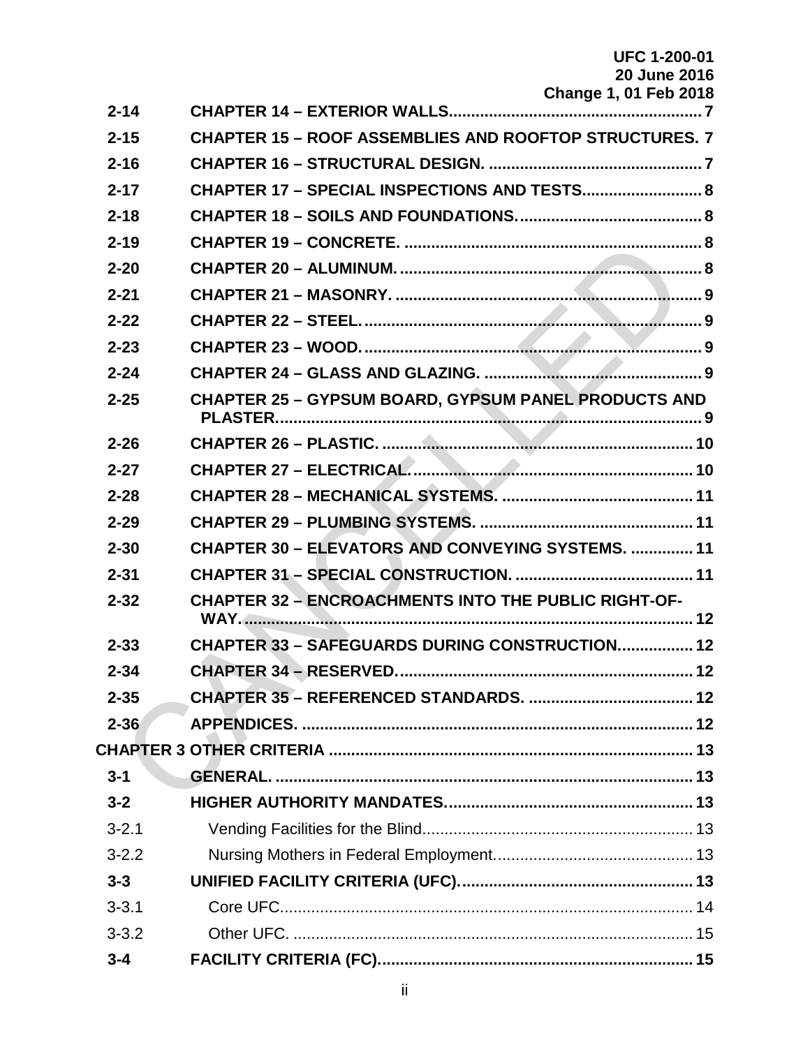| | | |
|---|---|---|
| **2-14** | **CHAPTER 14 – EXTERIOR WALLS** | **7** |
| **2-15** | **CHAPTER 15 – ROOF ASSEMBLIES AND ROOFTOP STRUCTURES.** | **7** |
| **2-16** | **CHAPTER 16 – STRUCTURAL DESIGN.** | **7** |
| **2-17** | **CHAPTER 17 – SPECIAL INSPECTIONS AND TESTS** | **8** |
| **2-18** | **CHAPTER 18 – SOILS AND FOUNDATIONS.** | **8** |
| **2-19** | **CHAPTER 19 – CONCRETE.** | **8** |
| **2-20** | **CHAPTER 20 – ALUMINUM.** | **8** |
| **2-21** | **CHAPTER 21 – MASONRY.** | **9** |
| **2-22** | **CHAPTER 22 – STEEL.** | **9** |
| **2-23** | **CHAPTER 23 – WOOD.** | **9** |
| **2-24** | **CHAPTER 24 – GLASS AND GLAZING.** | **9** |
| **2-25** | **CHAPTER 25 – GYPSUM BOARD, GYPSUM PANEL PRODUCTS AND PLASTER.** | **9** |
| **2-26** | **CHAPTER 26 – PLASTIC.** | **10** |
| **2-27** | **CHAPTER 27 – ELECTRICAL.** | **10** |
| **2-28** | **CHAPTER 28 – MECHANICAL SYSTEMS.** | **11** |
| **2-29** | **CHAPTER 29 – PLUMBING SYSTEMS.** | **11** |
| **2-30** | **CHAPTER 30 – ELEVATORS AND CONVEYING SYSTEMS.** | **11** |
| **2-31** | **CHAPTER 31 – SPECIAL CONSTRUCTION.** | **11** |
| **2-32** | **CHAPTER 32 – ENCROACHMENTS INTO THE PUBLIC RIGHT-OF-WAY.** | **12** |
| **2-33** | **CHAPTER 33 – SAFEGUARDS DURING CONSTRUCTION.** | **12** |
| **2-34** | **CHAPTER 34 – RESERVED.** | **12** |
| **2-35** | **CHAPTER 35 – REFERENCED STANDARDS.** | **12** |
| **2-36** | **APPENDICES.** | **12** |
| **CHAPTER 3 OTHER CRITERIA** | | **13** |
| **3-1** | **GENERAL.** | **13** |
| **3-2** | **HIGHER AUTHORITY MANDATES.** | **13** |
| 3-2.1 | Vending Facilities for the Blind. | 13 |
| 3-2.2 | Nursing Mothers in Federal Employment. | 13 |
| **3-3** | **UNIFIED FACILITY CRITERIA (UFC).** | **13** |
| 3-3.1 | Core UFC. | 14 |
| 3-3.2 | Other UFC. | 15 |
| **3-4** | **FACILITY CRITERIA (FC).** | **15** |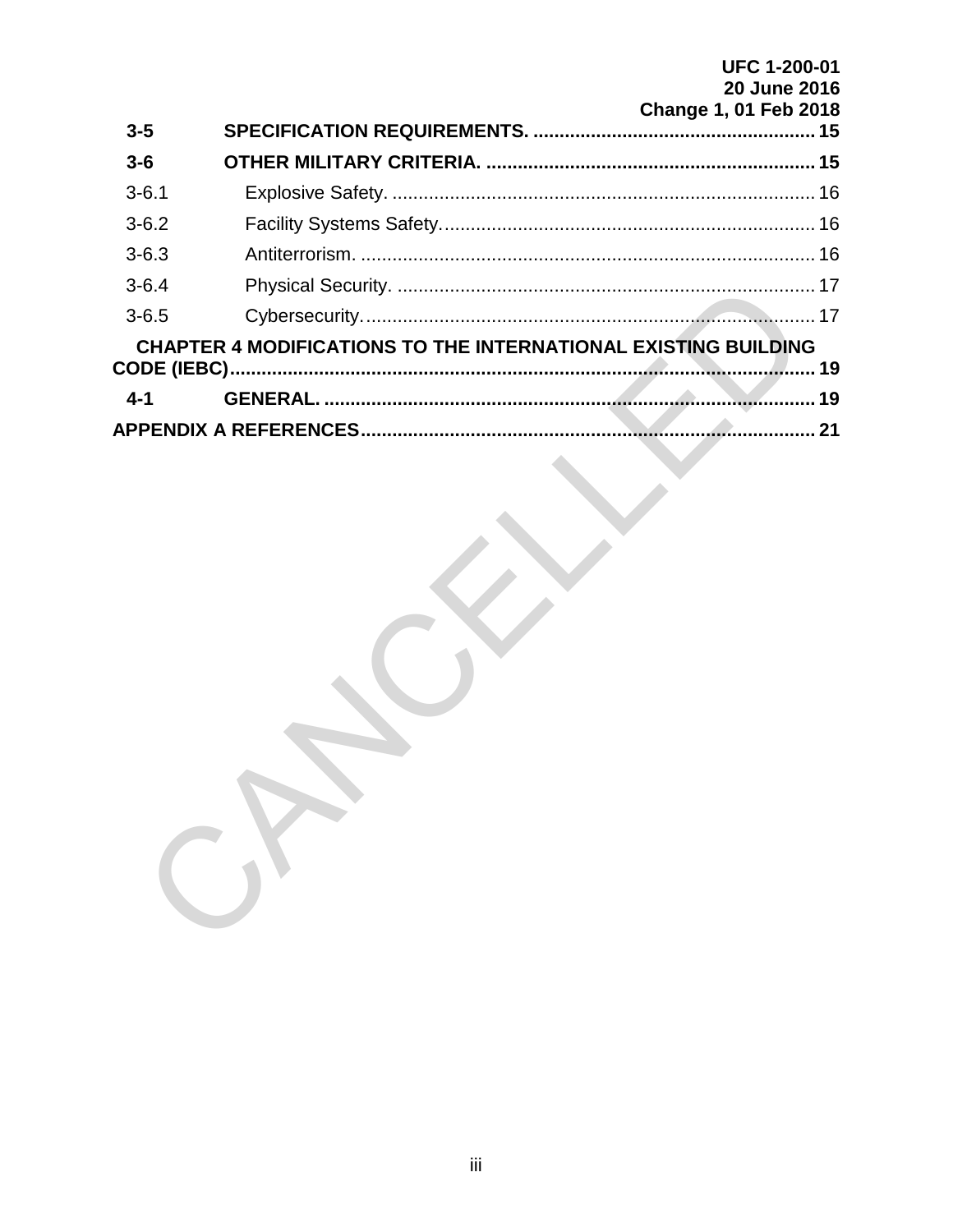| | | |
|---|---|---|
| **3-5** | **SPECIFICATION REQUIREMENTS.** | **15** |
| **3-6** | **OTHER MILITARY CRITERIA.** | **15** |
| 3-6.1 | Explosive Safety. | 16 |
| 3-6.2 | Facility Systems Safety. | 16 |
| 3-6.3 | Antiterrorism. | 16 |
| 3-6.4 | Physical Security. | 17 |
| 3-6.5 | Cybersecurity. | 17 |
| **CHAPTER 4 MODIFICATIONS TO THE INTERNATIONAL EXISTING BUILDING CODE (IEBC)** | | **19** |
| **4-1** | **GENERAL.** | **19** |
| **APPENDIX A REFERENCES** | | **21** |

CANCELLED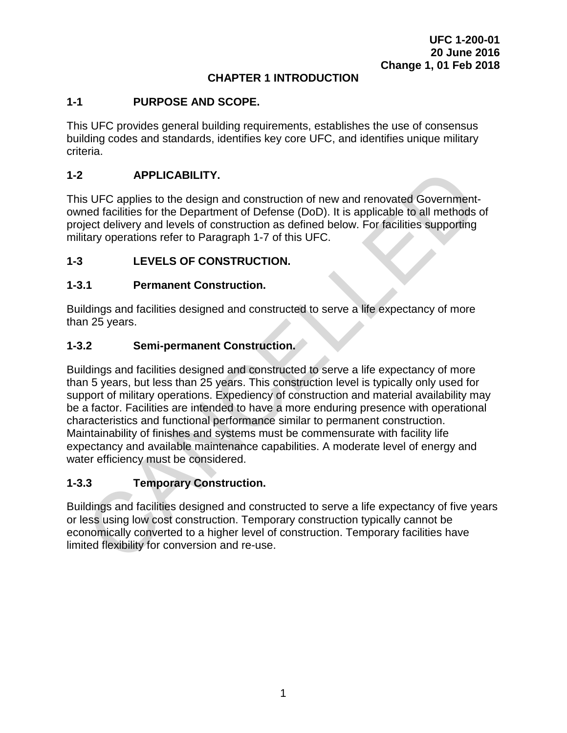# CHAPTER 1 INTRODUCTION

## 1-1 PURPOSE AND SCOPE.

This UFC provides general building requirements, establishes the use of consensus building codes and standards, identifies key core UFC, and identifies unique military criteria.

## 1-2 APPLICABILITY.

This UFC applies to the design and construction of new and renovated Government-owned facilities for the Department of Defense (DoD). It is applicable to all methods of project delivery and levels of construction as defined below. For facilities supporting military operations refer to Paragraph 1-7 of this UFC.

## 1-3 LEVELS OF CONSTRUCTION.

### 1-3.1 Permanent Construction.

Buildings and facilities designed and constructed to serve a life expectancy of more than 25 years.

### 1-3.2 Semi-permanent Construction.

Buildings and facilities designed and constructed to serve a life expectancy of more than 5 years, but less than 25 years. This construction level is typically only used for support of military operations. Expediency of construction and material availability may be a factor. Facilities are intended to have a more enduring presence with operational characteristics and functional performance similar to permanent construction. Maintainability of finishes and systems must be commensurate with facility life expectancy and available maintenance capabilities. A moderate level of energy and water efficiency must be considered.

### 1-3.3 Temporary Construction.

Buildings and facilities designed and constructed to serve a life expectancy of five years or less using low cost construction. Temporary construction typically cannot be economically converted to a higher level of construction. Temporary facilities have limited flexibility for conversion and re-use.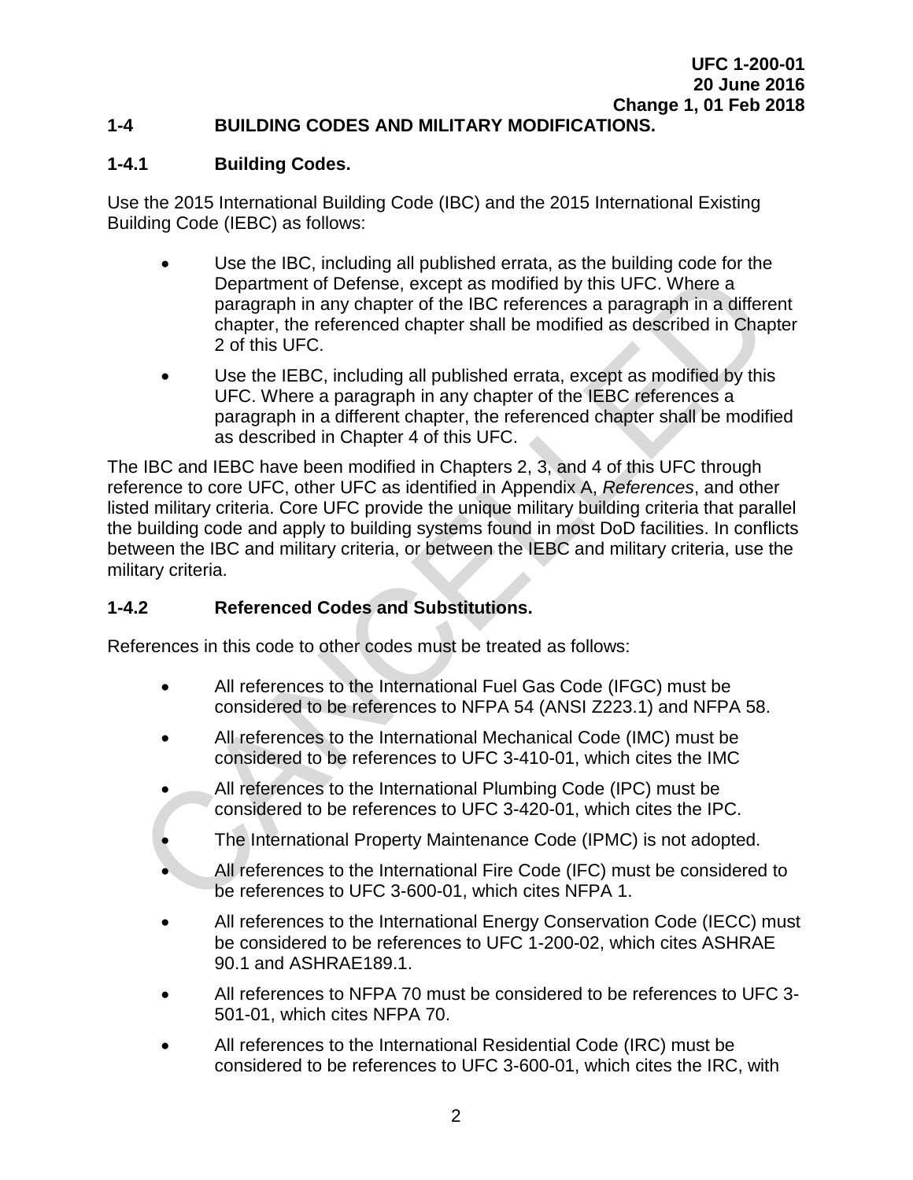## 1-4 BUILDING CODES AND MILITARY MODIFICATIONS.

### 1-4.1 Building Codes.

Use the 2015 International Building Code (IBC) and the 2015 International Existing Building Code (IEBC) as follows:

- Use the IBC, including all published errata, as the building code for the Department of Defense, except as modified by this UFC. Where a paragraph in any chapter of the IBC references a paragraph in a different chapter, the referenced chapter shall be modified as described in Chapter 2 of this UFC.
- Use the IEBC, including all published errata, except as modified by this UFC. Where a paragraph in any chapter of the IEBC references a paragraph in a different chapter, the referenced chapter shall be modified as described in Chapter 4 of this UFC.

The IBC and IEBC have been modified in Chapters 2, 3, and 4 of this UFC through reference to core UFC, other UFC as identified in Appendix A, *References*, and other listed military criteria. Core UFC provide the unique military building criteria that parallel the building code and apply to building systems found in most DoD facilities. In conflicts between the IBC and military criteria, or between the IEBC and military criteria, use the military criteria.

### 1-4.2 Referenced Codes and Substitutions.

References in this code to other codes must be treated as follows:

- All references to the International Fuel Gas Code (IFGC) must be considered to be references to NFPA 54 (ANSI Z223.1) and NFPA 58.
- All references to the International Mechanical Code (IMC) must be considered to be references to UFC 3-410-01, which cites the IMC
- All references to the International Plumbing Code (IPC) must be considered to be references to UFC 3-420-01, which cites the IPC.
- The International Property Maintenance Code (IPMC) is not adopted.
- All references to the International Fire Code (IFC) must be considered to be references to UFC 3-600-01, which cites NFPA 1.
- All references to the International Energy Conservation Code (IECC) must be considered to be references to UFC 1-200-02, which cites ASHRAE 90.1 and ASHRAE189.1.
- All references to NFPA 70 must be considered to be references to UFC 3-501-01, which cites NFPA 70.
- All references to the International Residential Code (IRC) must be considered to be references to UFC 3-600-01, which cites the IRC, with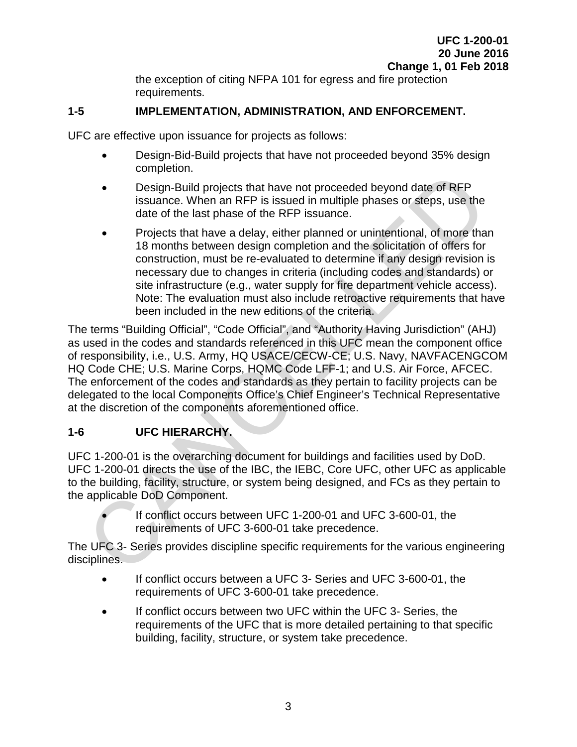the exception of citing NFPA 101 for egress and fire protection requirements.

## 1-5 IMPLEMENTATION, ADMINISTRATION, AND ENFORCEMENT.

UFC are effective upon issuance for projects as follows:

- Design-Bid-Build projects that have not proceeded beyond 35% design completion.
- Design-Build projects that have not proceeded beyond date of RFP issuance. When an RFP is issued in multiple phases or steps, use the date of the last phase of the RFP issuance.
- Projects that have a delay, either planned or unintentional, of more than 18 months between design completion and the solicitation of offers for construction, must be re-evaluated to determine if any design revision is necessary due to changes in criteria (including codes and standards) or site infrastructure (e.g., water supply for fire department vehicle access). Note: The evaluation must also include retroactive requirements that have been included in the new editions of the criteria.

The terms "Building Official", "Code Official", and "Authority Having Jurisdiction" (AHJ) as used in the codes and standards referenced in this UFC mean the component office of responsibility, i.e., U.S. Army, HQ USACE/CECW-CE; U.S. Navy, NAVFACENGCOM HQ Code CHE; U.S. Marine Corps, HQMC Code LFF-1; and U.S. Air Force, AFCEC. The enforcement of the codes and standards as they pertain to facility projects can be delegated to the local Components Office's Chief Engineer's Technical Representative at the discretion of the components aforementioned office.

## 1-6 UFC HIERARCHY.

UFC 1-200-01 is the overarching document for buildings and facilities used by DoD. UFC 1-200-01 directs the use of the IBC, the IEBC, Core UFC, other UFC as applicable to the building, facility, structure, or system being designed, and FCs as they pertain to the applicable DoD Component.

- If conflict occurs between UFC 1-200-01 and UFC 3-600-01, the requirements of UFC 3-600-01 take precedence.

The UFC 3- Series provides discipline specific requirements for the various engineering disciplines.

- If conflict occurs between a UFC 3- Series and UFC 3-600-01, the requirements of UFC 3-600-01 take precedence.
- If conflict occurs between two UFC within the UFC 3- Series, the requirements of the UFC that is more detailed pertaining to that specific building, facility, structure, or system take precedence.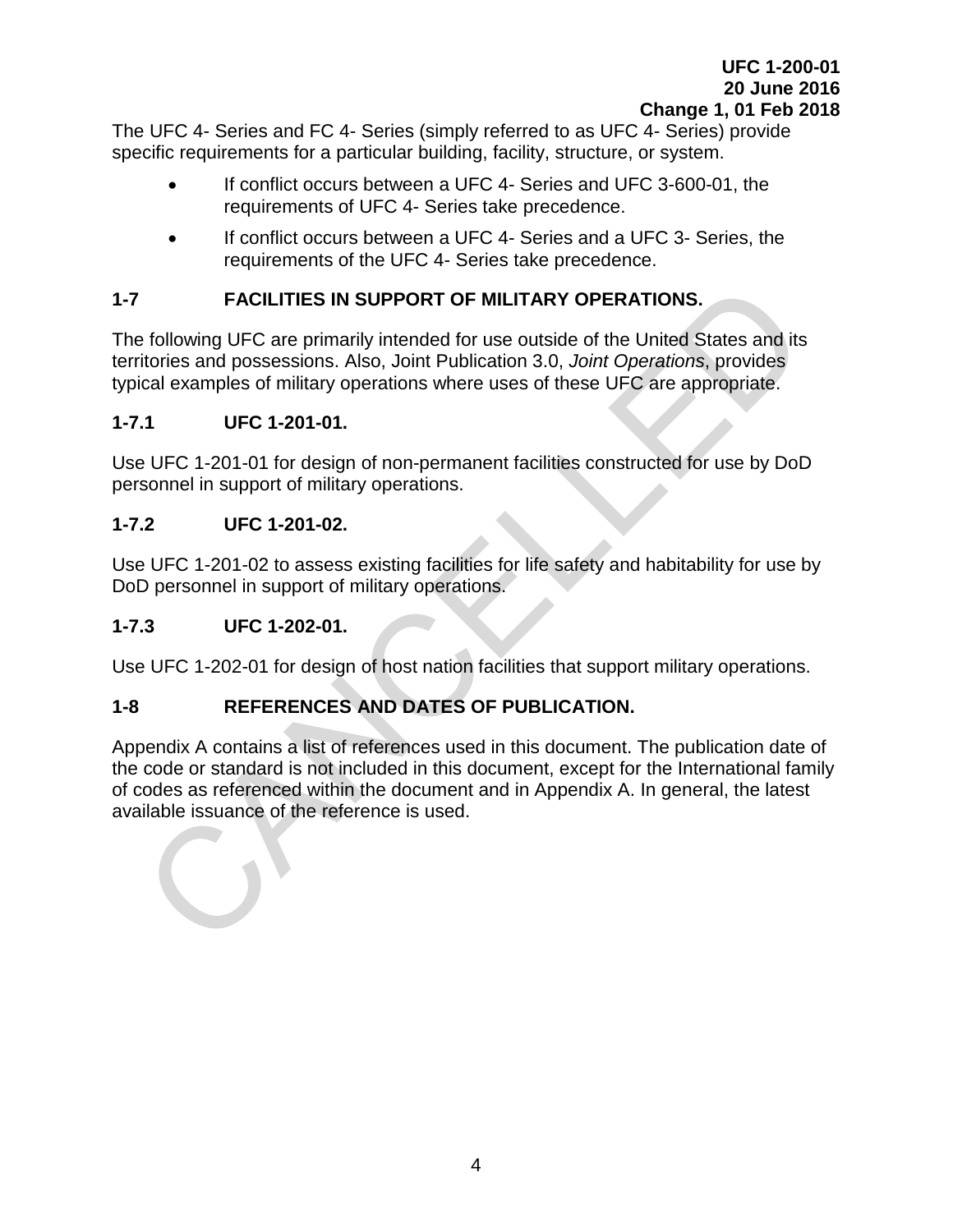The UFC 4- Series and FC 4- Series (simply referred to as UFC 4- Series) provide specific requirements for a particular building, facility, structure, or system.

- If conflict occurs between a UFC 4- Series and UFC 3-600-01, the requirements of UFC 4- Series take precedence.
- If conflict occurs between a UFC 4- Series and a UFC 3- Series, the requirements of the UFC 4- Series take precedence.

## 1-7 FACILITIES IN SUPPORT OF MILITARY OPERATIONS.

The following UFC are primarily intended for use outside of the United States and its territories and possessions. Also, Joint Publication 3.0, *Joint Operations*, provides typical examples of military operations where uses of these UFC are appropriate.

### 1-7.1 UFC 1-201-01.

Use UFC 1-201-01 for design of non-permanent facilities constructed for use by DoD personnel in support of military operations.

### 1-7.2 UFC 1-201-02.

Use UFC 1-201-02 to assess existing facilities for life safety and habitability for use by DoD personnel in support of military operations.

### 1-7.3 UFC 1-202-01.

Use UFC 1-202-01 for design of host nation facilities that support military operations.

## 1-8 REFERENCES AND DATES OF PUBLICATION.

Appendix A contains a list of references used in this document. The publication date of the code or standard is not included in this document, except for the International family of codes as referenced within the document and in Appendix A. In general, the latest available issuance of the reference is used.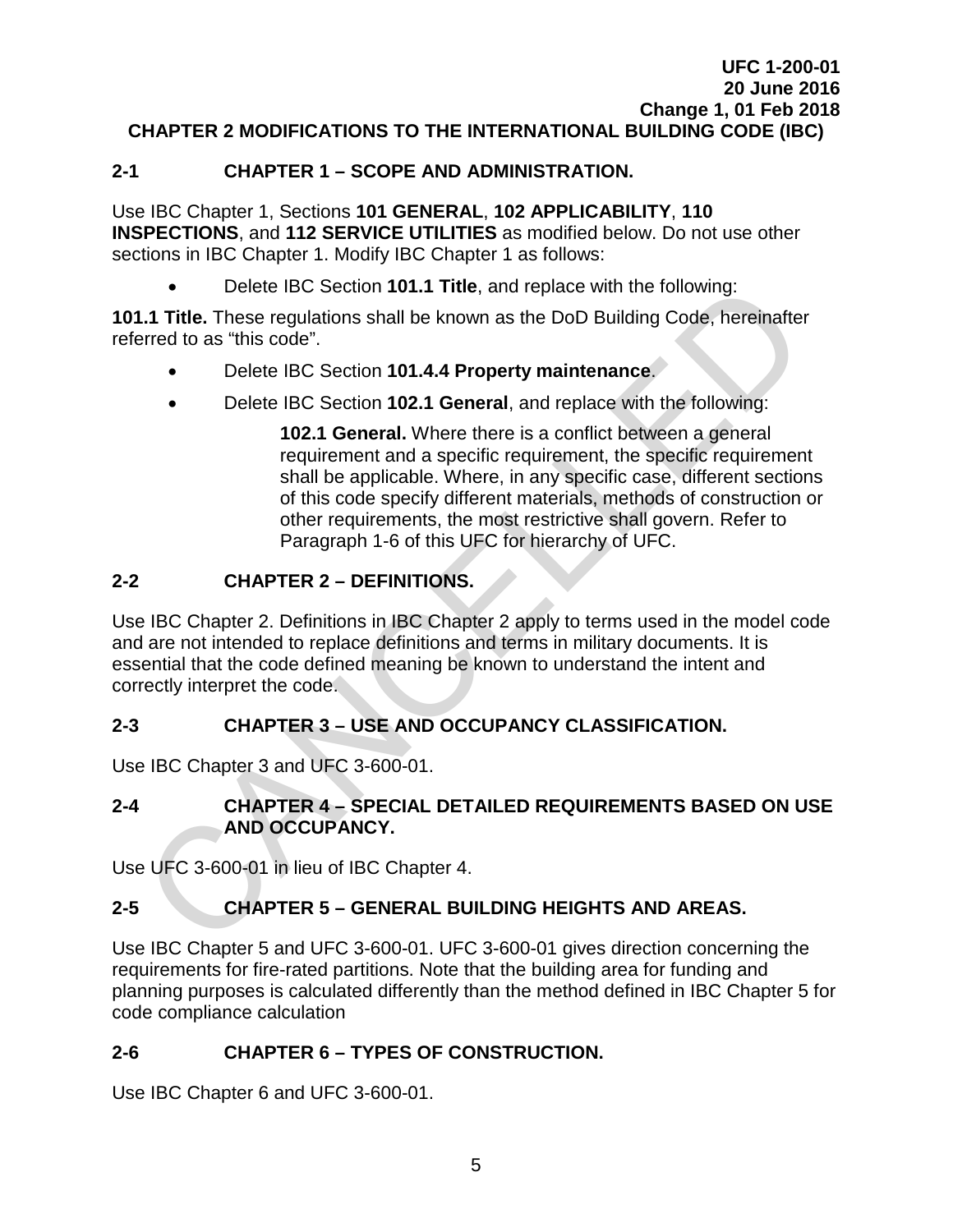# CHAPTER 2 MODIFICATIONS TO THE INTERNATIONAL BUILDING CODE (IBC)

## 2-1 CHAPTER 1 – SCOPE AND ADMINISTRATION.

Use IBC Chapter 1, Sections **101 GENERAL**, **102 APPLICABILITY**, **110 INSPECTIONS**, and **112 SERVICE UTILITIES** as modified below. Do not use other sections in IBC Chapter 1. Modify IBC Chapter 1 as follows:

- Delete IBC Section **101.1 Title**, and replace with the following:

**101.1 Title.** These regulations shall be known as the DoD Building Code, hereinafter referred to as "this code".

- Delete IBC Section **101.4.4 Property maintenance**.
- Delete IBC Section **102.1 General**, and replace with the following:

> **102.1 General.** Where there is a conflict between a general requirement and a specific requirement, the specific requirement shall be applicable. Where, in any specific case, different sections of this code specify different materials, methods of construction or other requirements, the most restrictive shall govern. Refer to Paragraph 1-6 of this UFC for hierarchy of UFC.

## 2-2 CHAPTER 2 – DEFINITIONS.

Use IBC Chapter 2. Definitions in IBC Chapter 2 apply to terms used in the model code and are not intended to replace definitions and terms in military documents. It is essential that the code defined meaning be known to understand the intent and correctly interpret the code.

## 2-3 CHAPTER 3 – USE AND OCCUPANCY CLASSIFICATION.

Use IBC Chapter 3 and UFC 3-600-01.

## 2-4 CHAPTER 4 – SPECIAL DETAILED REQUIREMENTS BASED ON USE AND OCCUPANCY.

Use UFC 3-600-01 in lieu of IBC Chapter 4.

## 2-5 CHAPTER 5 – GENERAL BUILDING HEIGHTS AND AREAS.

Use IBC Chapter 5 and UFC 3-600-01. UFC 3-600-01 gives direction concerning the requirements for fire-rated partitions. Note that the building area for funding and planning purposes is calculated differently than the method defined in IBC Chapter 5 for code compliance calculation

## 2-6 CHAPTER 6 – TYPES OF CONSTRUCTION.

Use IBC Chapter 6 and UFC 3-600-01.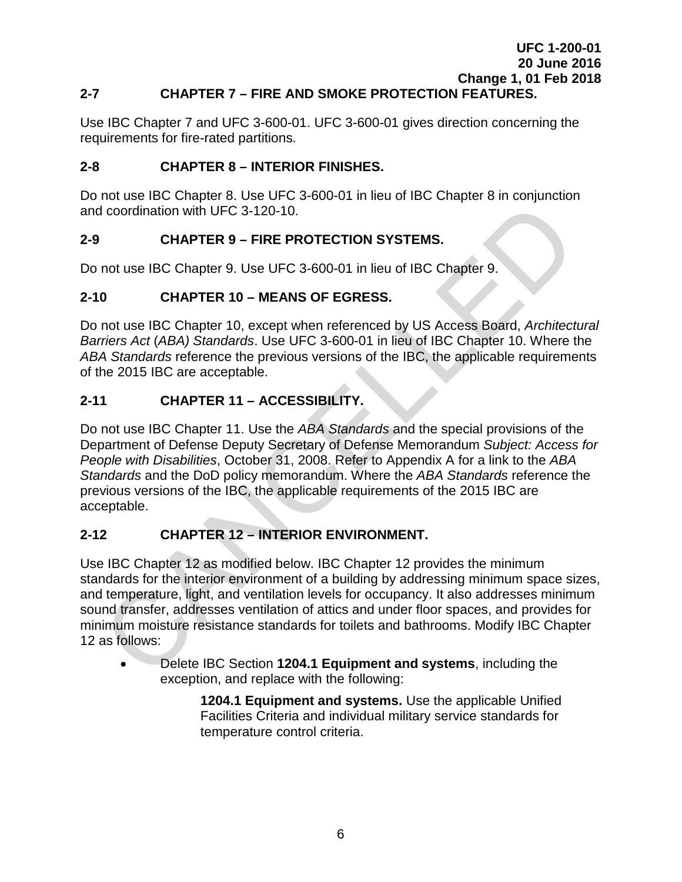## 2-7 CHAPTER 7 – FIRE AND SMOKE PROTECTION FEATURES.

Use IBC Chapter 7 and UFC 3-600-01. UFC 3-600-01 gives direction concerning the requirements for fire-rated partitions.

## 2-8 CHAPTER 8 – INTERIOR FINISHES.

Do not use IBC Chapter 8. Use UFC 3-600-01 in lieu of IBC Chapter 8 in conjunction and coordination with UFC 3-120-10.

## 2-9 CHAPTER 9 – FIRE PROTECTION SYSTEMS.

Do not use IBC Chapter 9. Use UFC 3-600-01 in lieu of IBC Chapter 9.

## 2-10 CHAPTER 10 – MEANS OF EGRESS.

Do not use IBC Chapter 10, except when referenced by US Access Board, *Architectural Barriers Act* (*ABA) Standards*. Use UFC 3-600-01 in lieu of IBC Chapter 10. Where the *ABA Standards* reference the previous versions of the IBC, the applicable requirements of the 2015 IBC are acceptable.

## 2-11 CHAPTER 11 – ACCESSIBILITY.

Do not use IBC Chapter 11. Use the *ABA Standards* and the special provisions of the Department of Defense Deputy Secretary of Defense Memorandum *Subject: Access for People with Disabilities*, October 31, 2008. Refer to Appendix A for a link to the *ABA Standards* and the DoD policy memorandum. Where the *ABA Standards* reference the previous versions of the IBC, the applicable requirements of the 2015 IBC are acceptable.

## 2-12 CHAPTER 12 – INTERIOR ENVIRONMENT.

Use IBC Chapter 12 as modified below. IBC Chapter 12 provides the minimum standards for the interior environment of a building by addressing minimum space sizes, and temperature, light, and ventilation levels for occupancy. It also addresses minimum sound transfer, addresses ventilation of attics and under floor spaces, and provides for minimum moisture resistance standards for toilets and bathrooms. Modify IBC Chapter 12 as follows:

- Delete IBC Section **1204.1 Equipment and systems**, including the exception, and replace with the following:

  **1204.1 Equipment and systems.** Use the applicable Unified Facilities Criteria and individual military service standards for temperature control criteria.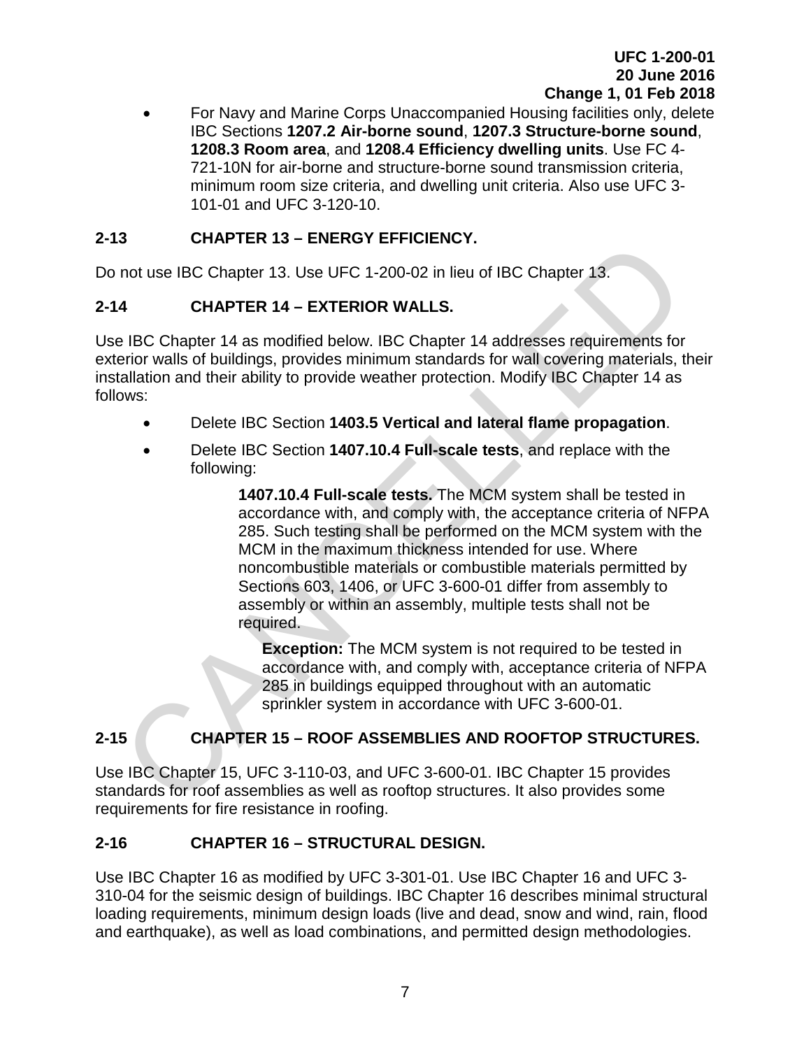- For Navy and Marine Corps Unaccompanied Housing facilities only, delete IBC Sections **1207.2 Air-borne sound**, **1207.3 Structure-borne sound**, **1208.3 Room area**, and **1208.4 Efficiency dwelling units**. Use FC 4-721-10N for air-borne and structure-borne sound transmission criteria, minimum room size criteria, and dwelling unit criteria. Also use UFC 3-101-01 and UFC 3-120-10.

## 2-13 CHAPTER 13 – ENERGY EFFICIENCY.

Do not use IBC Chapter 13. Use UFC 1-200-02 in lieu of IBC Chapter 13.

## 2-14 CHAPTER 14 – EXTERIOR WALLS.

Use IBC Chapter 14 as modified below. IBC Chapter 14 addresses requirements for exterior walls of buildings, provides minimum standards for wall covering materials, their installation and their ability to provide weather protection. Modify IBC Chapter 14 as follows:

- Delete IBC Section **1403.5 Vertical and lateral flame propagation**.
- Delete IBC Section **1407.10.4 Full-scale tests**, and replace with the following:

> **1407.10.4 Full-scale tests.** The MCM system shall be tested in accordance with, and comply with, the acceptance criteria of NFPA 285. Such testing shall be performed on the MCM system with the MCM in the maximum thickness intended for use. Where noncombustible materials or combustible materials permitted by Sections 603, 1406, or UFC 3-600-01 differ from assembly to assembly or within an assembly, multiple tests shall not be required.
>
> > **Exception:** The MCM system is not required to be tested in accordance with, and comply with, acceptance criteria of NFPA 285 in buildings equipped throughout with an automatic sprinkler system in accordance with UFC 3-600-01.

## 2-15 CHAPTER 15 – ROOF ASSEMBLIES AND ROOFTOP STRUCTURES.

Use IBC Chapter 15, UFC 3-110-03, and UFC 3-600-01. IBC Chapter 15 provides standards for roof assemblies as well as rooftop structures. It also provides some requirements for fire resistance in roofing.

## 2-16 CHAPTER 16 – STRUCTURAL DESIGN.

Use IBC Chapter 16 as modified by UFC 3-301-01. Use IBC Chapter 16 and UFC 3-310-04 for the seismic design of buildings. IBC Chapter 16 describes minimal structural loading requirements, minimum design loads (live and dead, snow and wind, rain, flood and earthquake), as well as load combinations, and permitted design methodologies.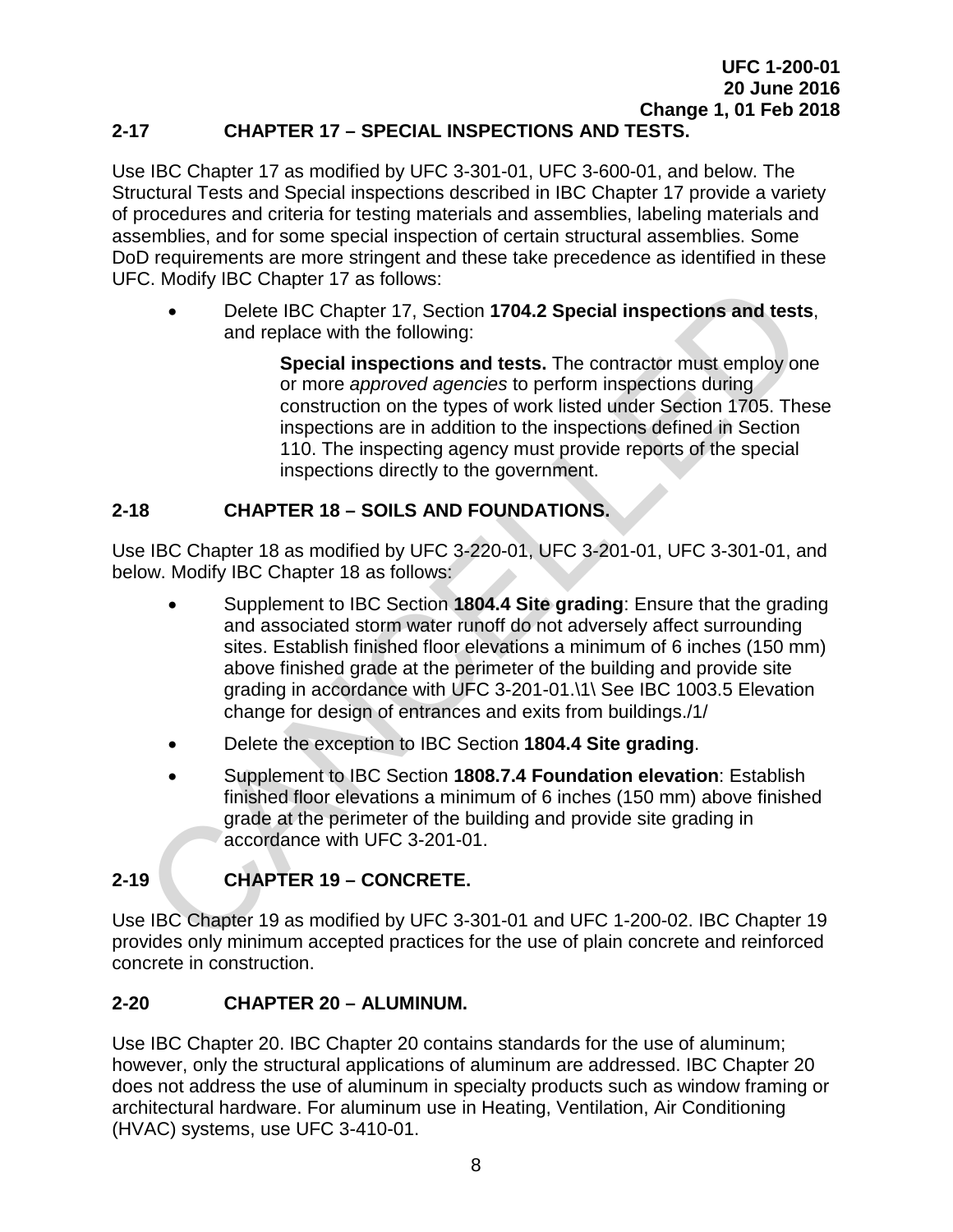## 2-17 CHAPTER 17 – SPECIAL INSPECTIONS AND TESTS.

Use IBC Chapter 17 as modified by UFC 3-301-01, UFC 3-600-01, and below. The Structural Tests and Special inspections described in IBC Chapter 17 provide a variety of procedures and criteria for testing materials and assemblies, labeling materials and assemblies, and for some special inspection of certain structural assemblies. Some DoD requirements are more stringent and these take precedence as identified in these UFC. Modify IBC Chapter 17 as follows:

- Delete IBC Chapter 17, Section **1704.2 Special inspections and tests**, and replace with the following:

  **Special inspections and tests.** The contractor must employ one or more *approved agencies* to perform inspections during construction on the types of work listed under Section 1705. These inspections are in addition to the inspections defined in Section 110. The inspecting agency must provide reports of the special inspections directly to the government.

## 2-18 CHAPTER 18 – SOILS AND FOUNDATIONS.

Use IBC Chapter 18 as modified by UFC 3-220-01, UFC 3-201-01, UFC 3-301-01, and below. Modify IBC Chapter 18 as follows:

- Supplement to IBC Section **1804.4 Site grading**: Ensure that the grading and associated storm water runoff do not adversely affect surrounding sites. Establish finished floor elevations a minimum of 6 inches (150 mm) above finished grade at the perimeter of the building and provide site grading in accordance with UFC 3-201-01.\1\ See IBC 1003.5 Elevation change for design of entrances and exits from buildings./1/
- Delete the exception to IBC Section **1804.4 Site grading**.
- Supplement to IBC Section **1808.7.4 Foundation elevation**: Establish finished floor elevations a minimum of 6 inches (150 mm) above finished grade at the perimeter of the building and provide site grading in accordance with UFC 3-201-01.

## 2-19 CHAPTER 19 – CONCRETE.

Use IBC Chapter 19 as modified by UFC 3-301-01 and UFC 1-200-02. IBC Chapter 19 provides only minimum accepted practices for the use of plain concrete and reinforced concrete in construction.

## 2-20 CHAPTER 20 – ALUMINUM.

Use IBC Chapter 20. IBC Chapter 20 contains standards for the use of aluminum; however, only the structural applications of aluminum are addressed. IBC Chapter 20 does not address the use of aluminum in specialty products such as window framing or architectural hardware. For aluminum use in Heating, Ventilation, Air Conditioning (HVAC) systems, use UFC 3-410-01.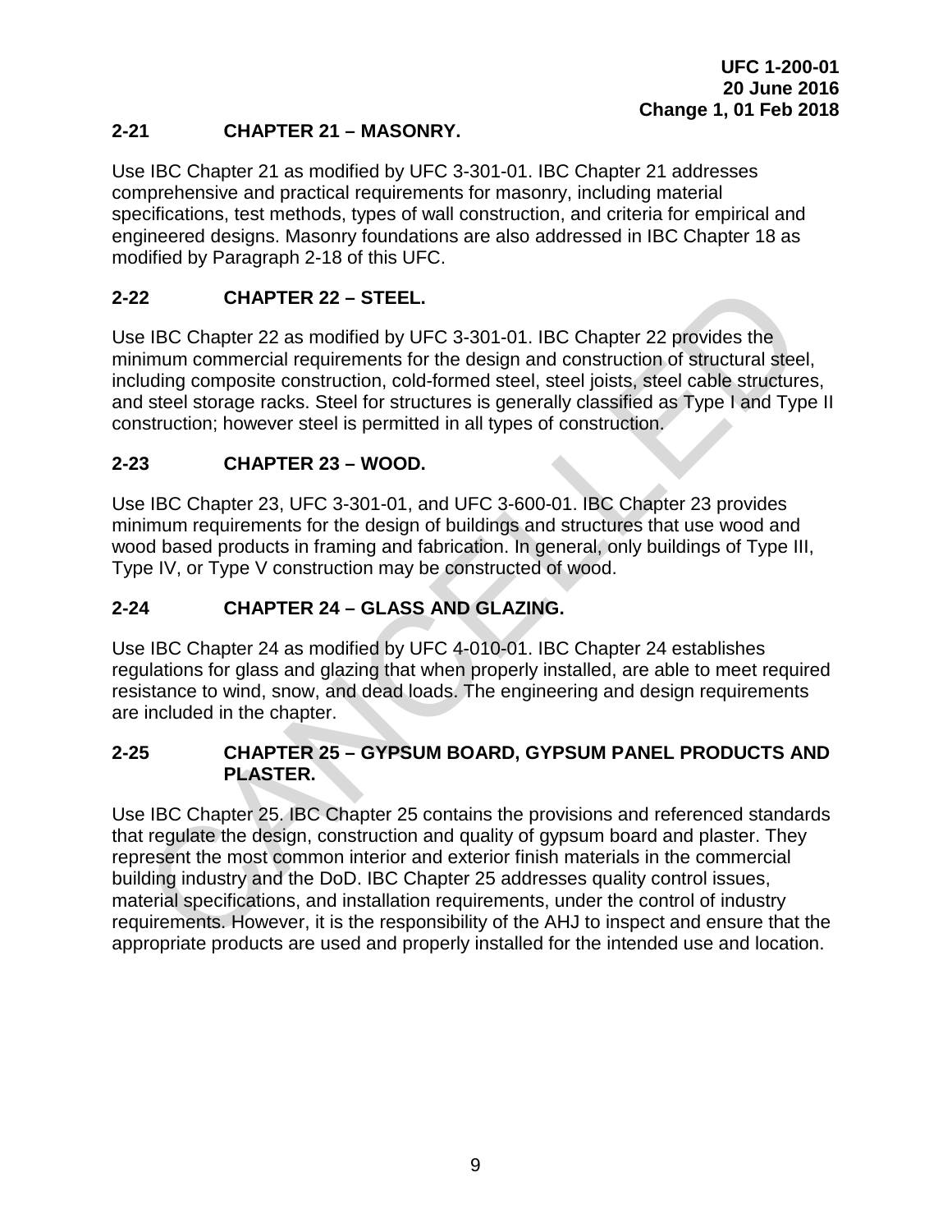## 2-21 CHAPTER 21 – MASONRY.

Use IBC Chapter 21 as modified by UFC 3-301-01. IBC Chapter 21 addresses comprehensive and practical requirements for masonry, including material specifications, test methods, types of wall construction, and criteria for empirical and engineered designs. Masonry foundations are also addressed in IBC Chapter 18 as modified by Paragraph 2-18 of this UFC.

## 2-22 CHAPTER 22 – STEEL.

Use IBC Chapter 22 as modified by UFC 3-301-01. IBC Chapter 22 provides the minimum commercial requirements for the design and construction of structural steel, including composite construction, cold-formed steel, steel joists, steel cable structures, and steel storage racks. Steel for structures is generally classified as Type I and Type II construction; however steel is permitted in all types of construction.

## 2-23 CHAPTER 23 – WOOD.

Use IBC Chapter 23, UFC 3-301-01, and UFC 3-600-01. IBC Chapter 23 provides minimum requirements for the design of buildings and structures that use wood and wood based products in framing and fabrication. In general, only buildings of Type III, Type IV, or Type V construction may be constructed of wood.

## 2-24 CHAPTER 24 – GLASS AND GLAZING.

Use IBC Chapter 24 as modified by UFC 4-010-01. IBC Chapter 24 establishes regulations for glass and glazing that when properly installed, are able to meet required resistance to wind, snow, and dead loads. The engineering and design requirements are included in the chapter.

## 2-25 CHAPTER 25 – GYPSUM BOARD, GYPSUM PANEL PRODUCTS AND PLASTER.

Use IBC Chapter 25. IBC Chapter 25 contains the provisions and referenced standards that regulate the design, construction and quality of gypsum board and plaster. They represent the most common interior and exterior finish materials in the commercial building industry and the DoD. IBC Chapter 25 addresses quality control issues, material specifications, and installation requirements, under the control of industry requirements. However, it is the responsibility of the AHJ to inspect and ensure that the appropriate products are used and properly installed for the intended use and location.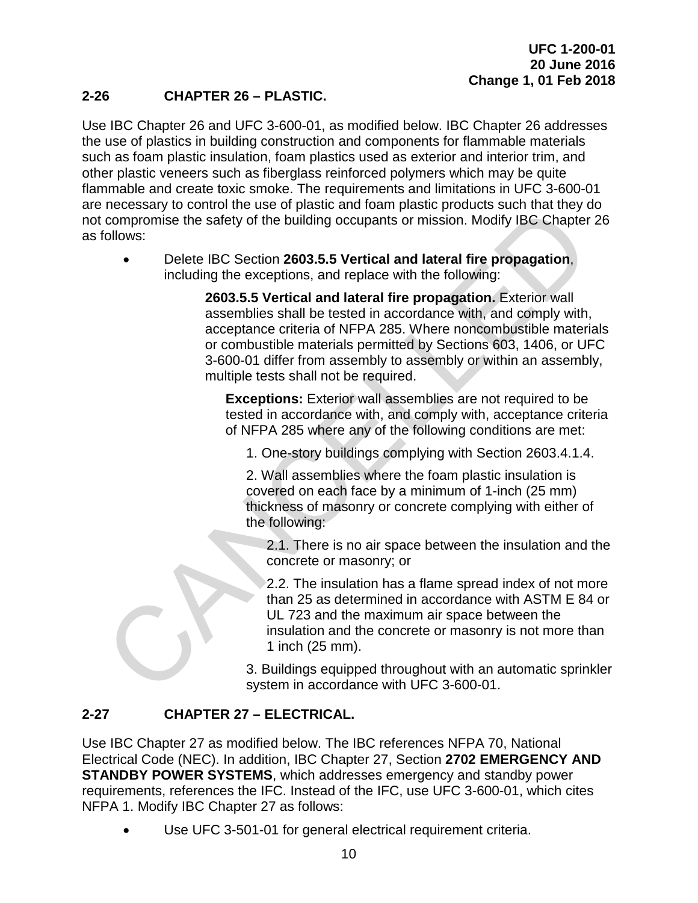## 2-26 CHAPTER 26 – PLASTIC.

Use IBC Chapter 26 and UFC 3-600-01, as modified below. IBC Chapter 26 addresses the use of plastics in building construction and components for flammable materials such as foam plastic insulation, foam plastics used as exterior and interior trim, and other plastic veneers such as fiberglass reinforced polymers which may be quite flammable and create toxic smoke. The requirements and limitations in UFC 3-600-01 are necessary to control the use of plastic and foam plastic products such that they do not compromise the safety of the building occupants or mission. Modify IBC Chapter 26 as follows:

- Delete IBC Section **2603.5.5 Vertical and lateral fire propagation**, including the exceptions, and replace with the following:

  > **2603.5.5 Vertical and lateral fire propagation.** Exterior wall assemblies shall be tested in accordance with, and comply with, acceptance criteria of NFPA 285. Where noncombustible materials or combustible materials permitted by Sections 603, 1406, or UFC 3-600-01 differ from assembly to assembly or within an assembly, multiple tests shall not be required.
  >
  > **Exceptions:** Exterior wall assemblies are not required to be tested in accordance with, and comply with, acceptance criteria of NFPA 285 where any of the following conditions are met:
  >
  > 1. One-story buildings complying with Section 2603.4.1.4.
  >
  > 2. Wall assemblies where the foam plastic insulation is covered on each face by a minimum of 1-inch (25 mm) thickness of masonry or concrete complying with either of the following:
  >
  >    2.1. There is no air space between the insulation and the concrete or masonry; or
  >
  >    2.2. The insulation has a flame spread index of not more than 25 as determined in accordance with ASTM E 84 or UL 723 and the maximum air space between the insulation and the concrete or masonry is not more than 1 inch (25 mm).
  >
  > 3. Buildings equipped throughout with an automatic sprinkler system in accordance with UFC 3-600-01.

## 2-27 CHAPTER 27 – ELECTRICAL.

Use IBC Chapter 27 as modified below. The IBC references NFPA 70, National Electrical Code (NEC). In addition, IBC Chapter 27, Section **2702 EMERGENCY AND STANDBY POWER SYSTEMS**, which addresses emergency and standby power requirements, references the IFC. Instead of the IFC, use UFC 3-600-01, which cites NFPA 1. Modify IBC Chapter 27 as follows:

- Use UFC 3-501-01 for general electrical requirement criteria.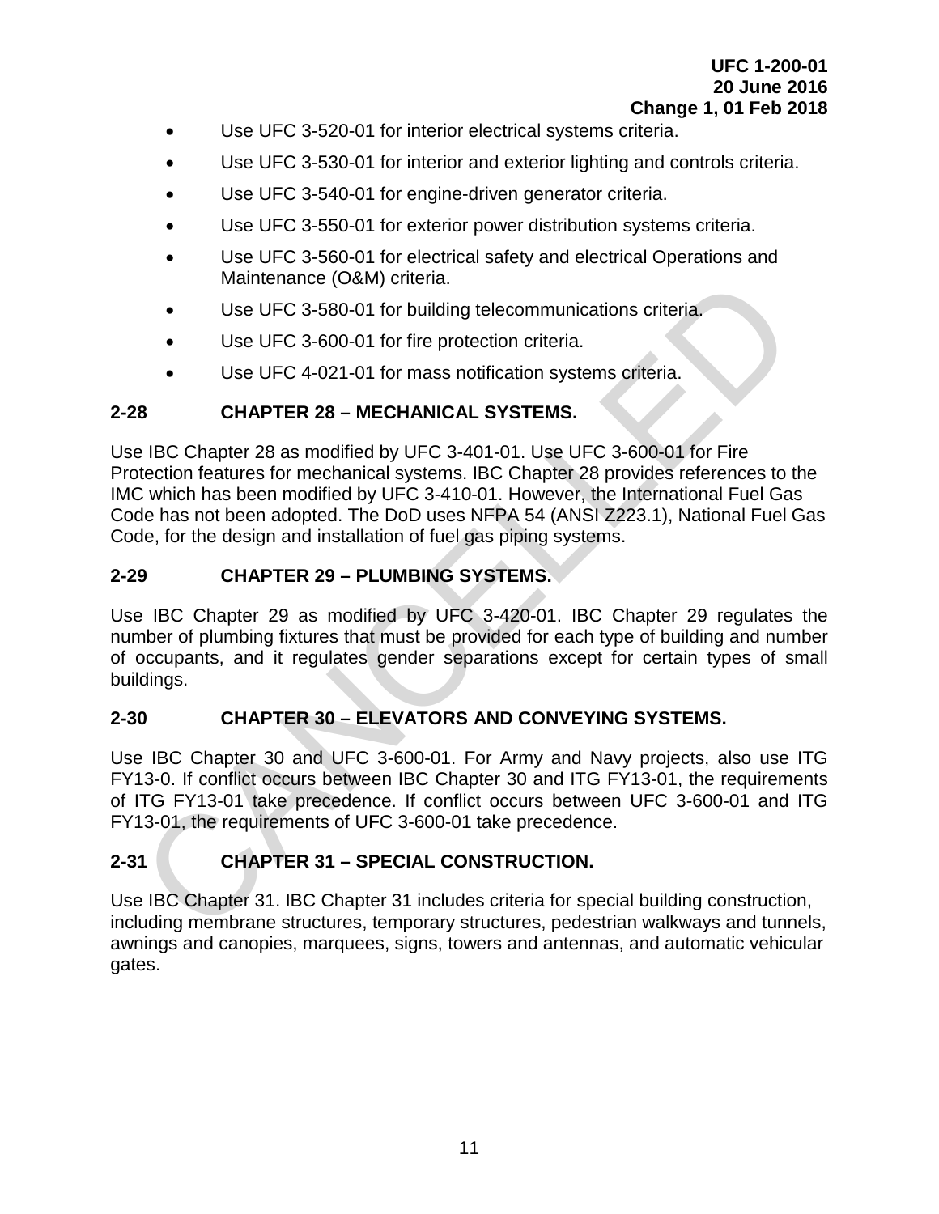- Use UFC 3-520-01 for interior electrical systems criteria.
- Use UFC 3-530-01 for interior and exterior lighting and controls criteria.
- Use UFC 3-540-01 for engine-driven generator criteria.
- Use UFC 3-550-01 for exterior power distribution systems criteria.
- Use UFC 3-560-01 for electrical safety and electrical Operations and Maintenance (O&M) criteria.
- Use UFC 3-580-01 for building telecommunications criteria.
- Use UFC 3-600-01 for fire protection criteria.
- Use UFC 4-021-01 for mass notification systems criteria.

## 2-28 CHAPTER 28 – MECHANICAL SYSTEMS.

Use IBC Chapter 28 as modified by UFC 3-401-01. Use UFC 3-600-01 for Fire Protection features for mechanical systems. IBC Chapter 28 provides references to the IMC which has been modified by UFC 3-410-01. However, the International Fuel Gas Code has not been adopted. The DoD uses NFPA 54 (ANSI Z223.1), National Fuel Gas Code, for the design and installation of fuel gas piping systems.

## 2-29 CHAPTER 29 – PLUMBING SYSTEMS.

Use IBC Chapter 29 as modified by UFC 3-420-01. IBC Chapter 29 regulates the number of plumbing fixtures that must be provided for each type of building and number of occupants, and it regulates gender separations except for certain types of small buildings.

## 2-30 CHAPTER 30 – ELEVATORS AND CONVEYING SYSTEMS.

Use IBC Chapter 30 and UFC 3-600-01. For Army and Navy projects, also use ITG FY13-0. If conflict occurs between IBC Chapter 30 and ITG FY13-01, the requirements of ITG FY13-01 take precedence. If conflict occurs between UFC 3-600-01 and ITG FY13-01, the requirements of UFC 3-600-01 take precedence.

## 2-31 CHAPTER 31 – SPECIAL CONSTRUCTION.

Use IBC Chapter 31. IBC Chapter 31 includes criteria for special building construction, including membrane structures, temporary structures, pedestrian walkways and tunnels, awnings and canopies, marquees, signs, towers and antennas, and automatic vehicular gates.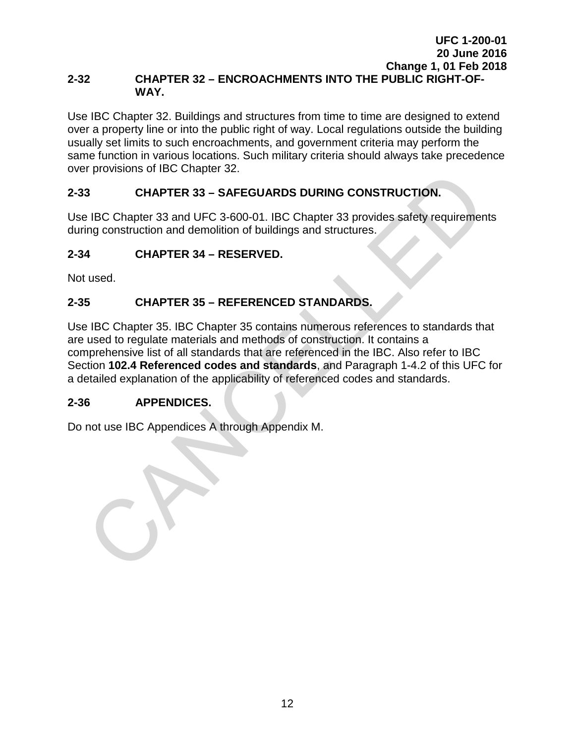## 2-32 CHAPTER 32 – ENCROACHMENTS INTO THE PUBLIC RIGHT-OF-WAY.

Use IBC Chapter 32. Buildings and structures from time to time are designed to extend over a property line or into the public right of way. Local regulations outside the building usually set limits to such encroachments, and government criteria may perform the same function in various locations. Such military criteria should always take precedence over provisions of IBC Chapter 32.

## 2-33 CHAPTER 33 – SAFEGUARDS DURING CONSTRUCTION.

Use IBC Chapter 33 and UFC 3-600-01. IBC Chapter 33 provides safety requirements during construction and demolition of buildings and structures.

## 2-34 CHAPTER 34 – RESERVED.

Not used.

## 2-35 CHAPTER 35 – REFERENCED STANDARDS.

Use IBC Chapter 35. IBC Chapter 35 contains numerous references to standards that are used to regulate materials and methods of construction. It contains a comprehensive list of all standards that are referenced in the IBC. Also refer to IBC Section **102.4 Referenced codes and standards**, and Paragraph 1-4.2 of this UFC for a detailed explanation of the applicability of referenced codes and standards.

## 2-36 APPENDICES.

Do not use IBC Appendices A through Appendix M.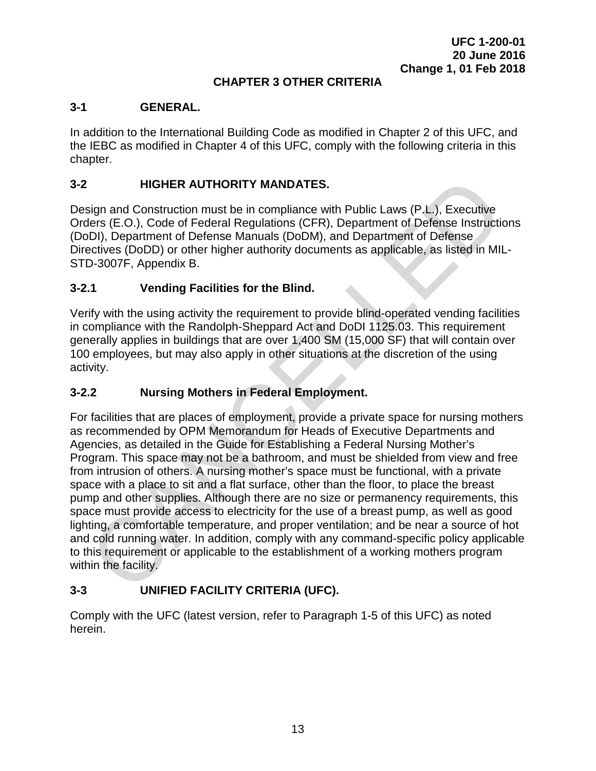# CHAPTER 3 OTHER CRITERIA

## 3-1 GENERAL.

In addition to the International Building Code as modified in Chapter 2 of this UFC, and the IEBC as modified in Chapter 4 of this UFC, comply with the following criteria in this chapter.

## 3-2 HIGHER AUTHORITY MANDATES.

Design and Construction must be in compliance with Public Laws (P.L.), Executive Orders (E.O.), Code of Federal Regulations (CFR), Department of Defense Instructions (DoDI), Department of Defense Manuals (DoDM), and Department of Defense Directives (DoDD) or other higher authority documents as applicable, as listed in MIL-STD-3007F, Appendix B.

### 3-2.1 Vending Facilities for the Blind.

Verify with the using activity the requirement to provide blind-operated vending facilities in compliance with the Randolph-Sheppard Act and DoDI 1125.03. This requirement generally applies in buildings that are over 1,400 SM (15,000 SF) that will contain over 100 employees, but may also apply in other situations at the discretion of the using activity.

### 3-2.2 Nursing Mothers in Federal Employment.

For facilities that are places of employment, provide a private space for nursing mothers as recommended by OPM Memorandum for Heads of Executive Departments and Agencies, as detailed in the Guide for Establishing a Federal Nursing Mother's Program. This space may not be a bathroom, and must be shielded from view and free from intrusion of others. A nursing mother's space must be functional, with a private space with a place to sit and a flat surface, other than the floor, to place the breast pump and other supplies. Although there are no size or permanency requirements, this space must provide access to electricity for the use of a breast pump, as well as good lighting, a comfortable temperature, and proper ventilation; and be near a source of hot and cold running water. In addition, comply with any command-specific policy applicable to this requirement or applicable to the establishment of a working mothers program within the facility.

## 3-3 UNIFIED FACILITY CRITERIA (UFC).

Comply with the UFC (latest version, refer to Paragraph 1-5 of this UFC) as noted herein.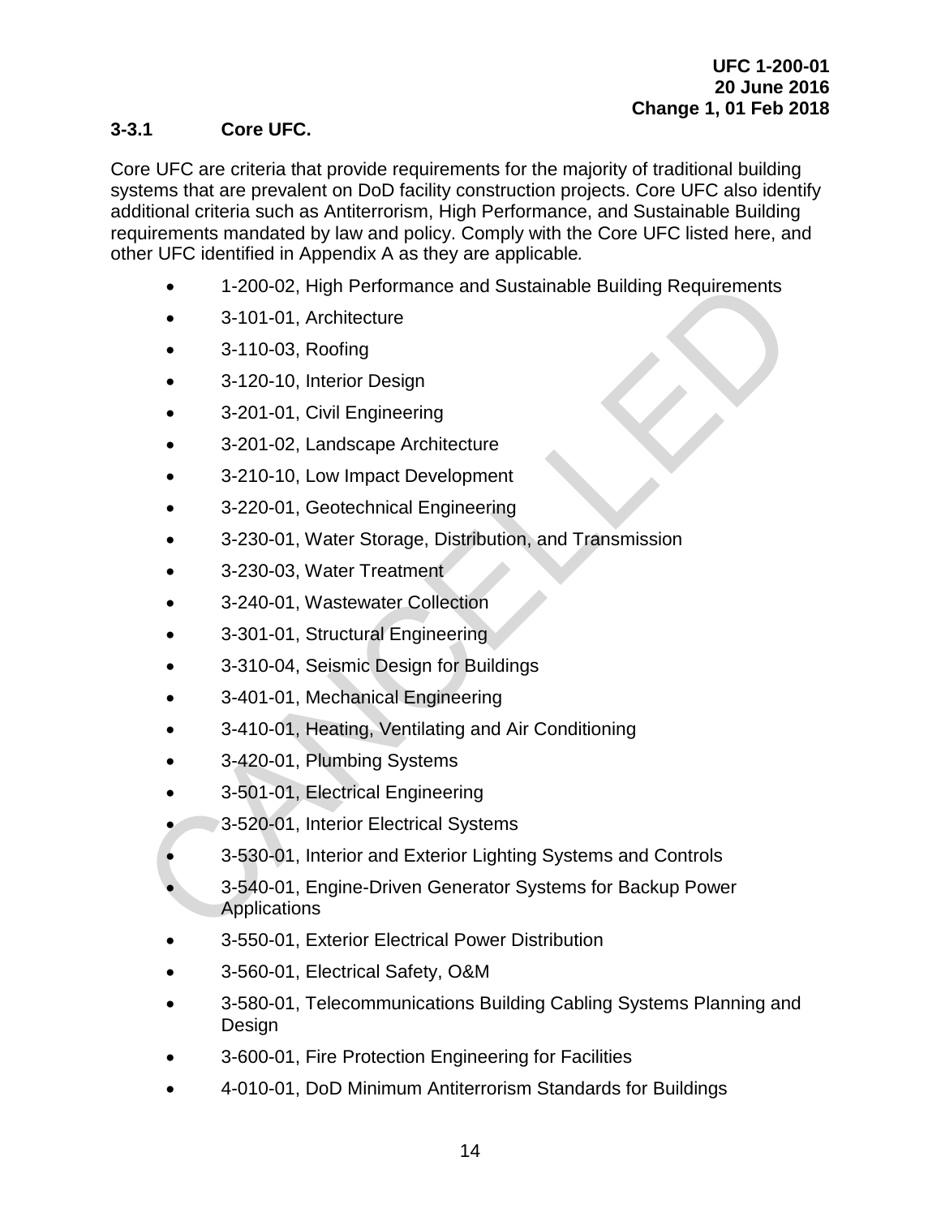### 3-3.1 Core UFC.

Core UFC are criteria that provide requirements for the majority of traditional building systems that are prevalent on DoD facility construction projects. Core UFC also identify additional criteria such as Antiterrorism, High Performance, and Sustainable Building requirements mandated by law and policy. Comply with the Core UFC listed here, and other UFC identified in Appendix A as they are applicable.

- 1-200-02, High Performance and Sustainable Building Requirements
- 3-101-01, Architecture
- 3-110-03, Roofing
- 3-120-10, Interior Design
- 3-201-01, Civil Engineering
- 3-201-02, Landscape Architecture
- 3-210-10, Low Impact Development
- 3-220-01, Geotechnical Engineering
- 3-230-01, Water Storage, Distribution, and Transmission
- 3-230-03, Water Treatment
- 3-240-01, Wastewater Collection
- 3-301-01, Structural Engineering
- 3-310-04, Seismic Design for Buildings
- 3-401-01, Mechanical Engineering
- 3-410-01, Heating, Ventilating and Air Conditioning
- 3-420-01, Plumbing Systems
- 3-501-01, Electrical Engineering
- 3-520-01, Interior Electrical Systems
- 3-530-01, Interior and Exterior Lighting Systems and Controls
- 3-540-01, Engine-Driven Generator Systems for Backup Power Applications
- 3-550-01, Exterior Electrical Power Distribution
- 3-560-01, Electrical Safety, O&M
- 3-580-01, Telecommunications Building Cabling Systems Planning and Design
- 3-600-01, Fire Protection Engineering for Facilities
- 4-010-01, DoD Minimum Antiterrorism Standards for Buildings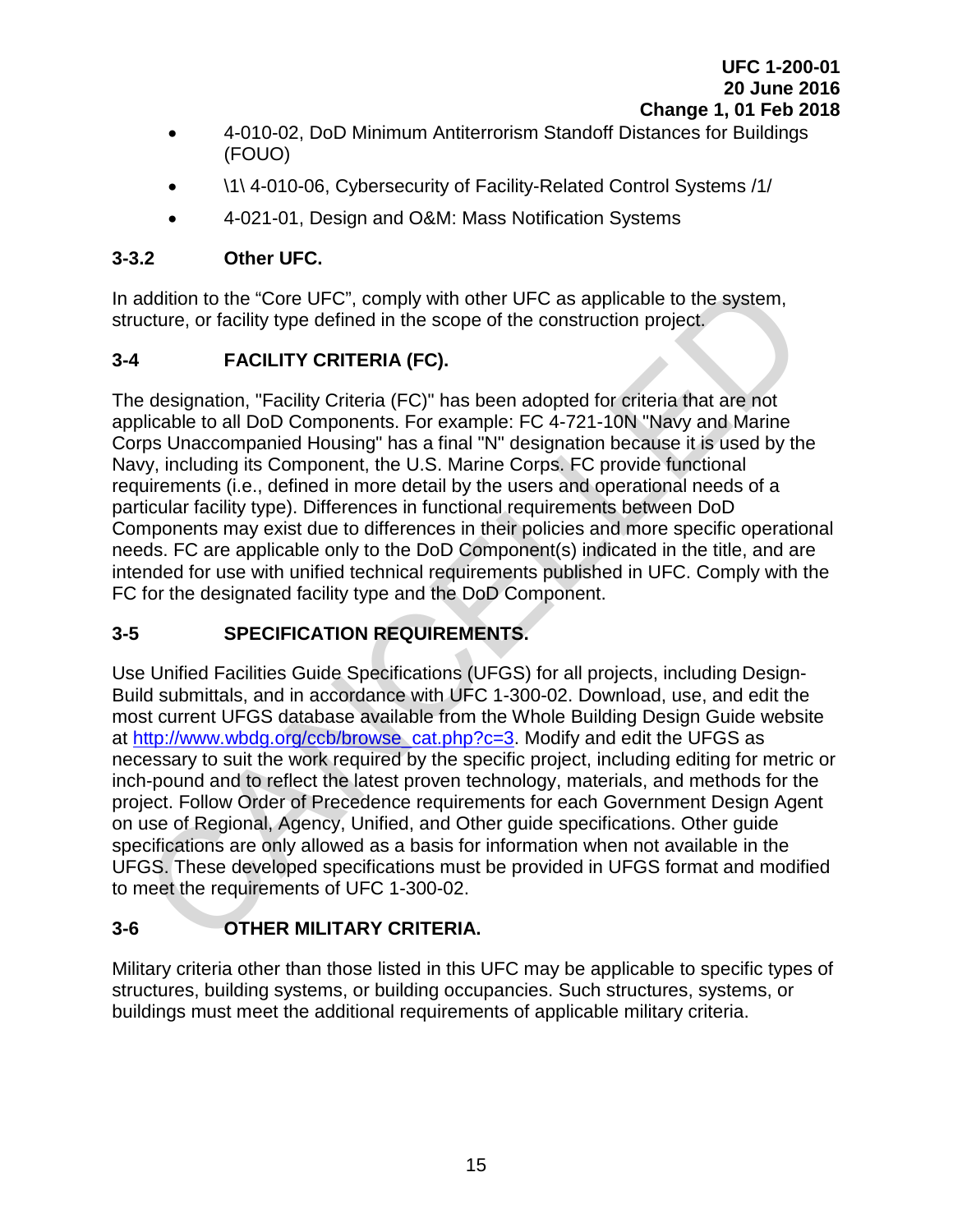- 4-010-02, DoD Minimum Antiterrorism Standoff Distances for Buildings (FOUO)
- \1\ 4-010-06, Cybersecurity of Facility-Related Control Systems /1/
- 4-021-01, Design and O&M: Mass Notification Systems

### 3-3.2 Other UFC.

In addition to the “Core UFC”, comply with other UFC as applicable to the system, structure, or facility type defined in the scope of the construction project.

## 3-4 FACILITY CRITERIA (FC).

The designation, "Facility Criteria (FC)" has been adopted for criteria that are not applicable to all DoD Components. For example: FC 4-721-10N "Navy and Marine Corps Unaccompanied Housing" has a final "N" designation because it is used by the Navy, including its Component, the U.S. Marine Corps. FC provide functional requirements (i.e., defined in more detail by the users and operational needs of a particular facility type). Differences in functional requirements between DoD Components may exist due to differences in their policies and more specific operational needs. FC are applicable only to the DoD Component(s) indicated in the title, and are intended for use with unified technical requirements published in UFC. Comply with the FC for the designated facility type and the DoD Component.

## 3-5 SPECIFICATION REQUIREMENTS.

Use Unified Facilities Guide Specifications (UFGS) for all projects, including Design-Build submittals, and in accordance with UFC 1-300-02. Download, use, and edit the most current UFGS database available from the Whole Building Design Guide website at http://www.wbdg.org/ccb/browse_cat.php?c=3. Modify and edit the UFGS as necessary to suit the work required by the specific project, including editing for metric or inch-pound and to reflect the latest proven technology, materials, and methods for the project. Follow Order of Precedence requirements for each Government Design Agent on use of Regional, Agency, Unified, and Other guide specifications. Other guide specifications are only allowed as a basis for information when not available in the UFGS. These developed specifications must be provided in UFGS format and modified to meet the requirements of UFC 1-300-02.

## 3-6 OTHER MILITARY CRITERIA.

Military criteria other than those listed in this UFC may be applicable to specific types of structures, building systems, or building occupancies. Such structures, systems, or buildings must meet the additional requirements of applicable military criteria.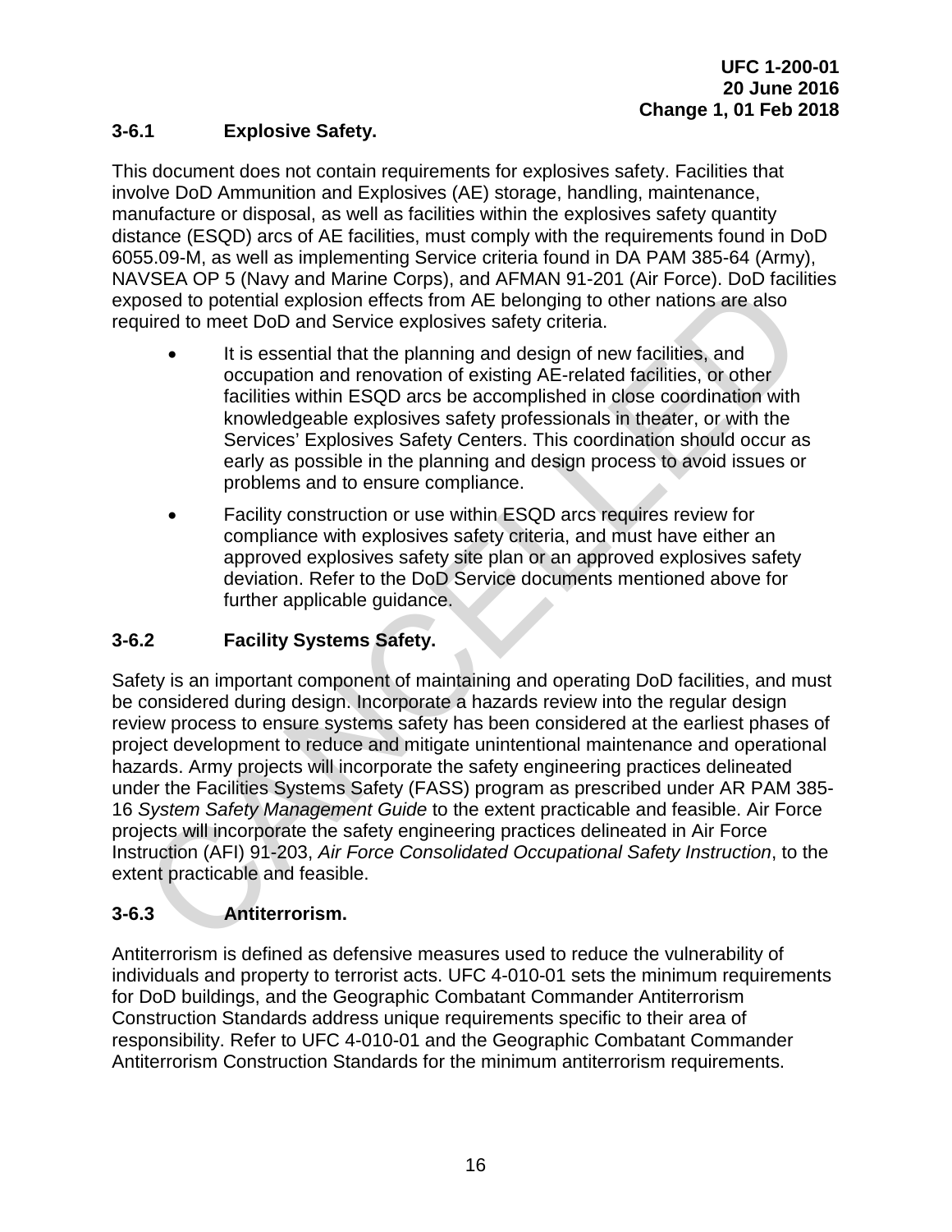### 3-6.1 Explosive Safety.

This document does not contain requirements for explosives safety. Facilities that involve DoD Ammunition and Explosives (AE) storage, handling, maintenance, manufacture or disposal, as well as facilities within the explosives safety quantity distance (ESQD) arcs of AE facilities, must comply with the requirements found in DoD 6055.09-M, as well as implementing Service criteria found in DA PAM 385-64 (Army), NAVSEA OP 5 (Navy and Marine Corps), and AFMAN 91-201 (Air Force). DoD facilities exposed to potential explosion effects from AE belonging to other nations are also required to meet DoD and Service explosives safety criteria.

- It is essential that the planning and design of new facilities, and occupation and renovation of existing AE-related facilities, or other facilities within ESQD arcs be accomplished in close coordination with knowledgeable explosives safety professionals in theater, or with the Services' Explosives Safety Centers. This coordination should occur as early as possible in the planning and design process to avoid issues or problems and to ensure compliance.
- Facility construction or use within ESQD arcs requires review for compliance with explosives safety criteria, and must have either an approved explosives safety site plan or an approved explosives safety deviation. Refer to the DoD Service documents mentioned above for further applicable guidance.

### 3-6.2 Facility Systems Safety.

Safety is an important component of maintaining and operating DoD facilities, and must be considered during design. Incorporate a hazards review into the regular design review process to ensure systems safety has been considered at the earliest phases of project development to reduce and mitigate unintentional maintenance and operational hazards. Army projects will incorporate the safety engineering practices delineated under the Facilities Systems Safety (FASS) program as prescribed under AR PAM 385-16 *System Safety Management Guide* to the extent practicable and feasible. Air Force projects will incorporate the safety engineering practices delineated in Air Force Instruction (AFI) 91-203, *Air Force Consolidated Occupational Safety Instruction*, to the extent practicable and feasible.

### 3-6.3 Antiterrorism.

Antiterrorism is defined as defensive measures used to reduce the vulnerability of individuals and property to terrorist acts. UFC 4-010-01 sets the minimum requirements for DoD buildings, and the Geographic Combatant Commander Antiterrorism Construction Standards address unique requirements specific to their area of responsibility. Refer to UFC 4-010-01 and the Geographic Combatant Commander Antiterrorism Construction Standards for the minimum antiterrorism requirements.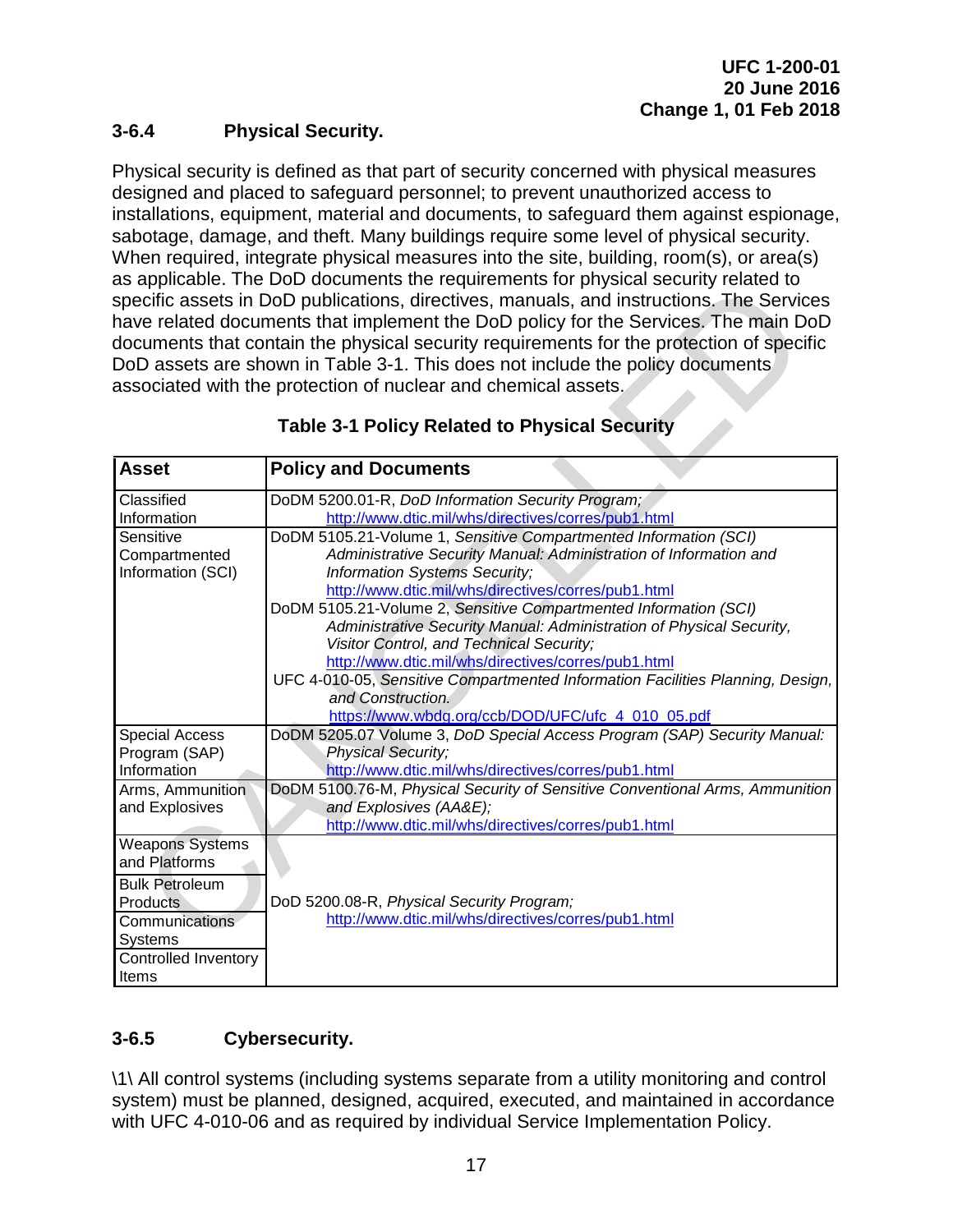### 3-6.4 Physical Security.

Physical security is defined as that part of security concerned with physical measures designed and placed to safeguard personnel; to prevent unauthorized access to installations, equipment, material and documents, to safeguard them against espionage, sabotage, damage, and theft. Many buildings require some level of physical security. When required, integrate physical measures into the site, building, room(s), or area(s) as applicable. The DoD documents the requirements for physical security related to specific assets in DoD publications, directives, manuals, and instructions. The Services have related documents that implement the DoD policy for the Services. The main DoD documents that contain the physical security requirements for the protection of specific DoD assets are shown in Table 3-1. This does not include the policy documents associated with the protection of nuclear and chemical assets.

**Table 3-1 Policy Related to Physical Security**

| Asset | Policy and Documents |
|---|---|
| Classified Information | DoDM 5200.01-R, *DoD Information Security Program;* http://www.dtic.mil/whs/directives/corres/pub1.html |
| Sensitive Compartmented Information (SCI) | DoDM 5105.21-Volume 1, *Sensitive Compartmented Information (SCI) Administrative Security Manual: Administration of Information and Information Systems Security;* http://www.dtic.mil/whs/directives/corres/pub1.html<br>DoDM 5105.21-Volume 2, *Sensitive Compartmented Information (SCI) Administrative Security Manual: Administration of Physical Security, Visitor Control, and Technical Security;* http://www.dtic.mil/whs/directives/corres/pub1.html<br>UFC 4-010-05, *Sensitive Compartmented Information Facilities Planning, Design, and Construction.* https://www.wbdg.org/ccb/DOD/UFC/ufc_4_010_05.pdf |
| Special Access Program (SAP) Information | DoDM 5205.07 Volume 3, *DoD Special Access Program (SAP) Security Manual: Physical Security;* http://www.dtic.mil/whs/directives/corres/pub1.html |
| Arms, Ammunition and Explosives | DoDM 5100.76-M, *Physical Security of Sensitive Conventional Arms, Ammunition and Explosives (AA&E);* http://www.dtic.mil/whs/directives/corres/pub1.html |
| Weapons Systems and Platforms<br>Bulk Petroleum Products<br>Communications Systems<br>Controlled Inventory Items | DoD 5200.08-R, *Physical Security Program;* http://www.dtic.mil/whs/directives/corres/pub1.html |

### 3-6.5 Cybersecurity.

\1\ All control systems (including systems separate from a utility monitoring and control system) must be planned, designed, acquired, executed, and maintained in accordance with UFC 4-010-06 and as required by individual Service Implementation Policy.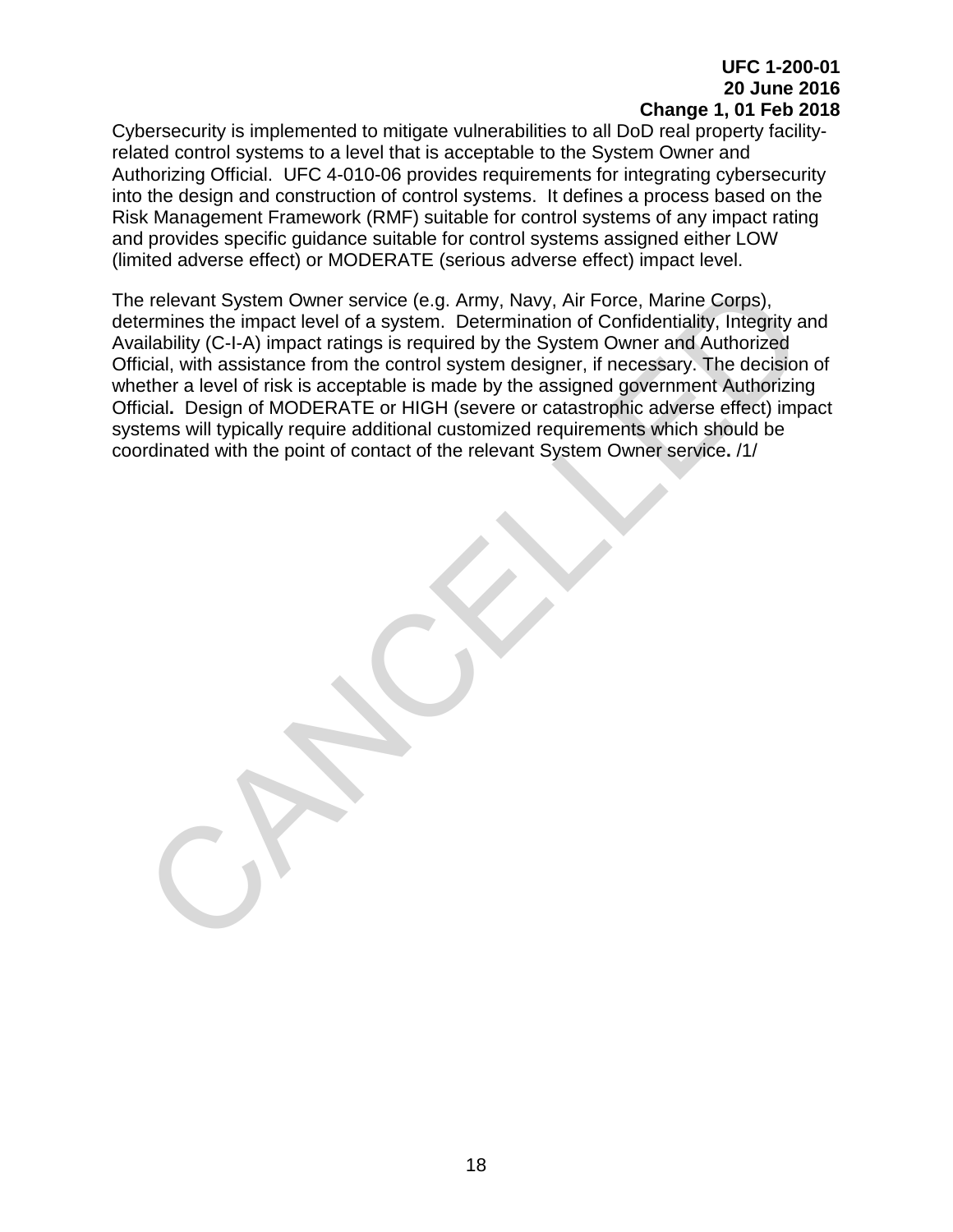Cybersecurity is implemented to mitigate vulnerabilities to all DoD real property facility-related control systems to a level that is acceptable to the System Owner and Authorizing Official. UFC 4-010-06 provides requirements for integrating cybersecurity into the design and construction of control systems. It defines a process based on the Risk Management Framework (RMF) suitable for control systems of any impact rating and provides specific guidance suitable for control systems assigned either LOW (limited adverse effect) or MODERATE (serious adverse effect) impact level.

The relevant System Owner service (e.g. Army, Navy, Air Force, Marine Corps), determines the impact level of a system. Determination of Confidentiality, Integrity and Availability (C-I-A) impact ratings is required by the System Owner and Authorized Official, with assistance from the control system designer, if necessary. The decision of whether a level of risk is acceptable is made by the assigned government Authorizing Official**.** Design of MODERATE or HIGH (severe or catastrophic adverse effect) impact systems will typically require additional customized requirements which should be coordinated with the point of contact of the relevant System Owner service**.** /1/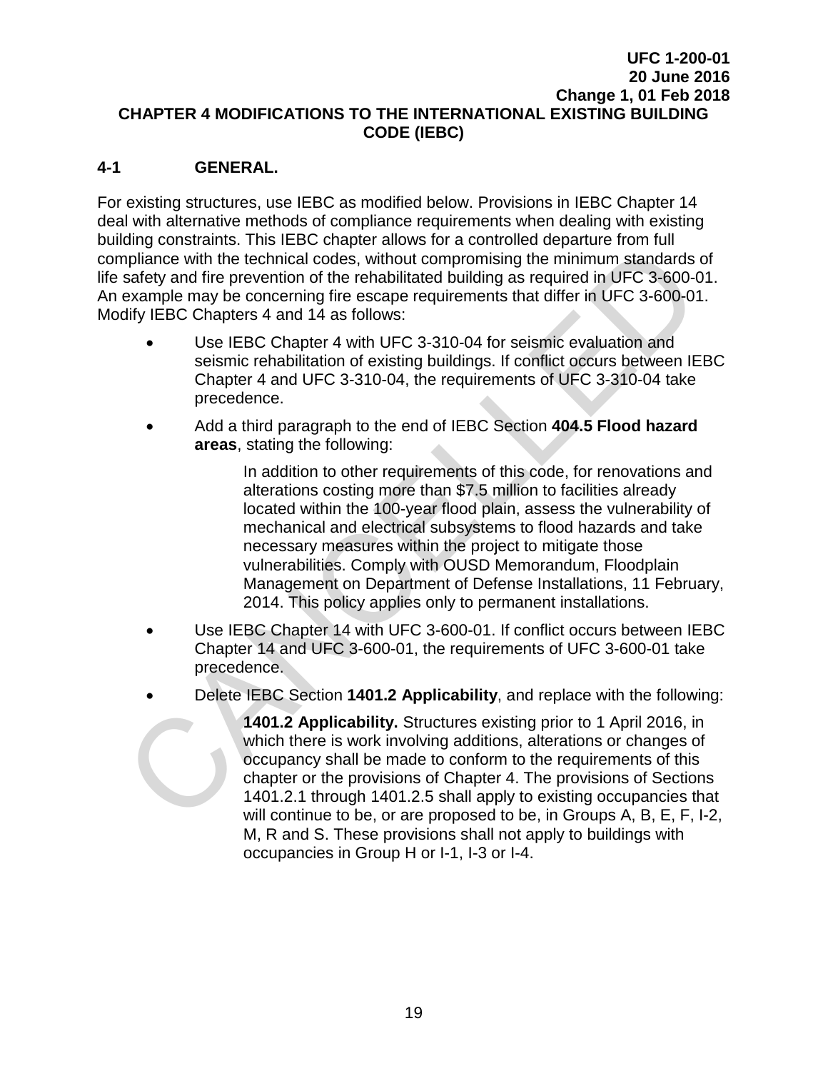# CHAPTER 4 MODIFICATIONS TO THE INTERNATIONAL EXISTING BUILDING CODE (IEBC)

## 4-1 GENERAL.

For existing structures, use IEBC as modified below. Provisions in IEBC Chapter 14 deal with alternative methods of compliance requirements when dealing with existing building constraints. This IEBC chapter allows for a controlled departure from full compliance with the technical codes, without compromising the minimum standards of life safety and fire prevention of the rehabilitated building as required in UFC 3-600-01. An example may be concerning fire escape requirements that differ in UFC 3-600-01. Modify IEBC Chapters 4 and 14 as follows:

- Use IEBC Chapter 4 with UFC 3-310-04 for seismic evaluation and seismic rehabilitation of existing buildings. If conflict occurs between IEBC Chapter 4 and UFC 3-310-04, the requirements of UFC 3-310-04 take precedence.
- Add a third paragraph to the end of IEBC Section **404.5 Flood hazard areas**, stating the following:

  In addition to other requirements of this code, for renovations and alterations costing more than $7.5 million to facilities already located within the 100-year flood plain, assess the vulnerability of mechanical and electrical subsystems to flood hazards and take necessary measures within the project to mitigate those vulnerabilities. Comply with OUSD Memorandum, Floodplain Management on Department of Defense Installations, 11 February, 2014. This policy applies only to permanent installations.

- Use IEBC Chapter 14 with UFC 3-600-01. If conflict occurs between IEBC Chapter 14 and UFC 3-600-01, the requirements of UFC 3-600-01 take precedence.
- Delete IEBC Section **1401.2 Applicability**, and replace with the following:

  **1401.2 Applicability.** Structures existing prior to 1 April 2016, in which there is work involving additions, alterations or changes of occupancy shall be made to conform to the requirements of this chapter or the provisions of Chapter 4. The provisions of Sections 1401.2.1 through 1401.2.5 shall apply to existing occupancies that will continue to be, or are proposed to be, in Groups A, B, E, F, I-2, M, R and S. These provisions shall not apply to buildings with occupancies in Group H or I-1, I-3 or I-4.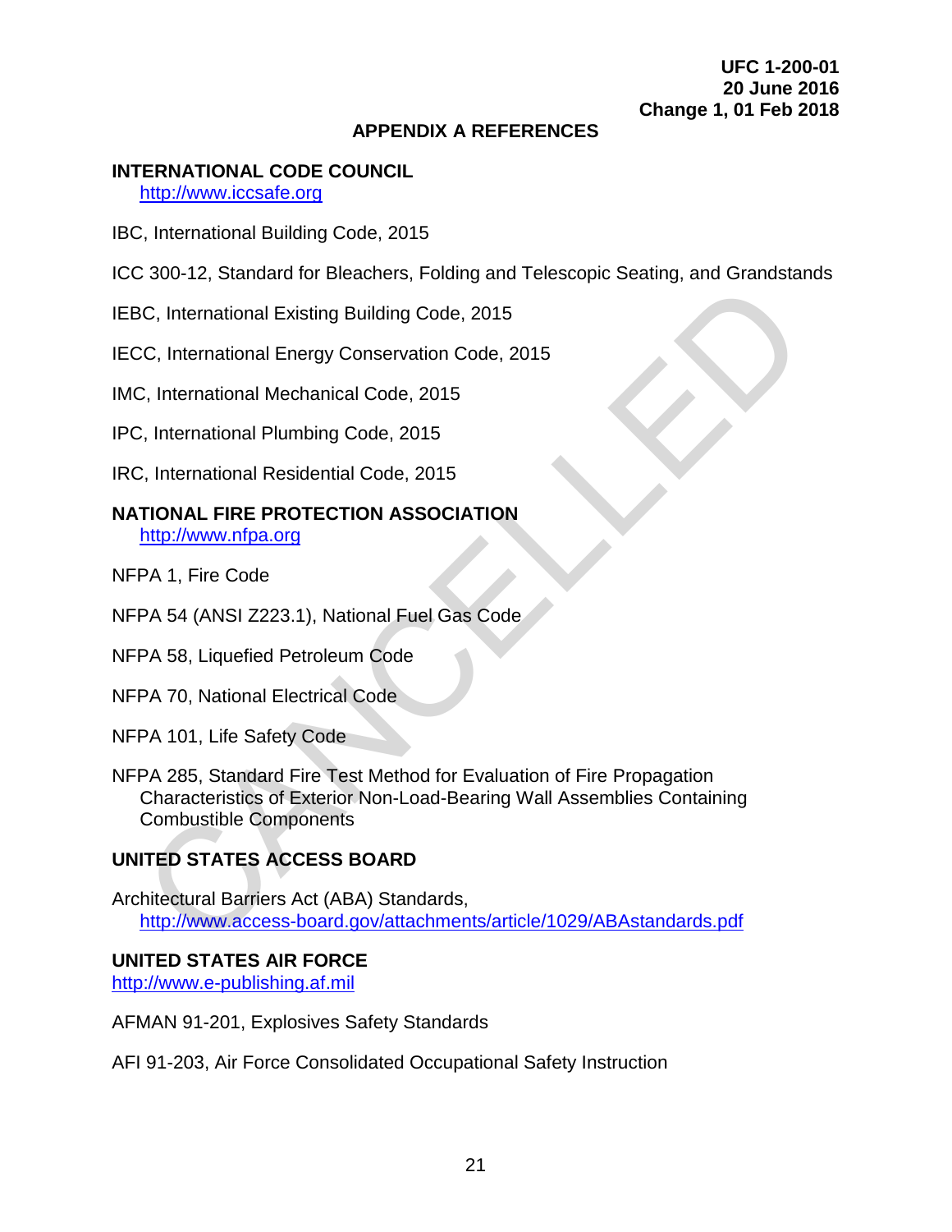# APPENDIX A REFERENCES

## INTERNATIONAL CODE COUNCIL

http://www.iccsafe.org

IBC, International Building Code, 2015

ICC 300-12, Standard for Bleachers, Folding and Telescopic Seating, and Grandstands

IEBC, International Existing Building Code, 2015

IECC, International Energy Conservation Code, 2015

IMC, International Mechanical Code, 2015

IPC, International Plumbing Code, 2015

IRC, International Residential Code, 2015

## NATIONAL FIRE PROTECTION ASSOCIATION

http://www.nfpa.org

NFPA 1, Fire Code

NFPA 54 (ANSI Z223.1), National Fuel Gas Code

NFPA 58, Liquefied Petroleum Code

NFPA 70, National Electrical Code

NFPA 101, Life Safety Code

NFPA 285, Standard Fire Test Method for Evaluation of Fire Propagation Characteristics of Exterior Non-Load-Bearing Wall Assemblies Containing Combustible Components

## UNITED STATES ACCESS BOARD

Architectural Barriers Act (ABA) Standards, http://www.access-board.gov/attachments/article/1029/ABAstandards.pdf

## UNITED STATES AIR FORCE

http://www.e-publishing.af.mil

AFMAN 91-201, Explosives Safety Standards

AFI 91-203, Air Force Consolidated Occupational Safety Instruction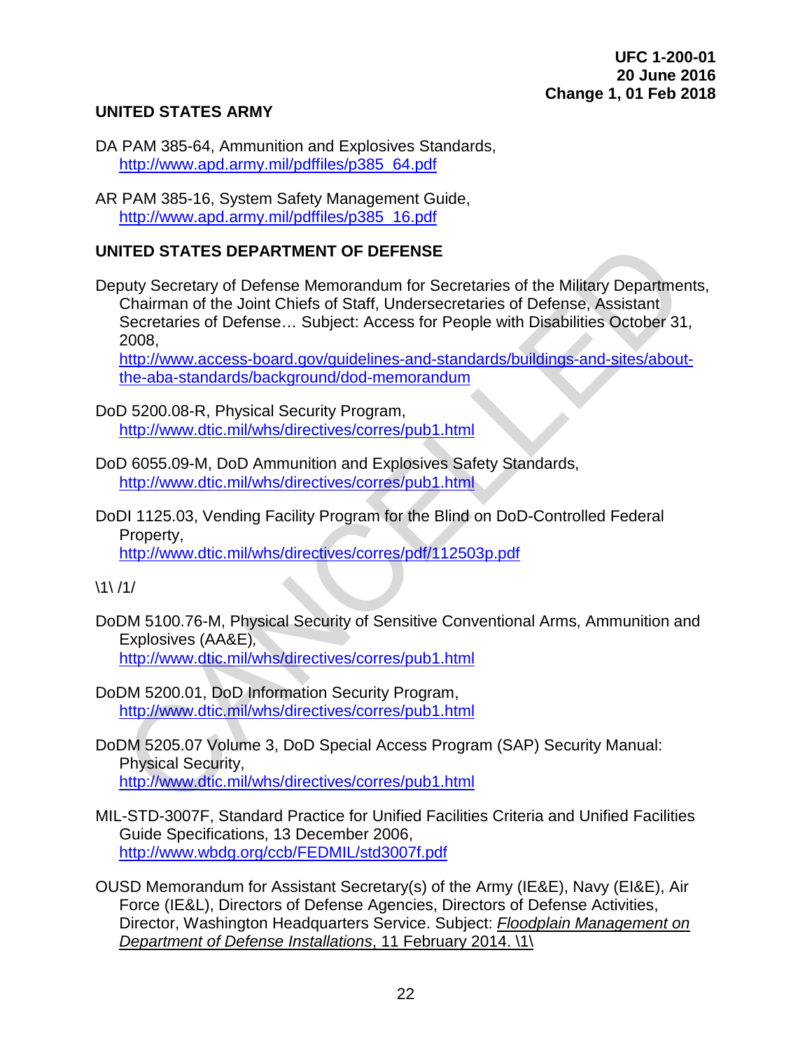**UNITED STATES ARMY**

DA PAM 385-64, Ammunition and Explosives Standards,
http://www.apd.army.mil/pdffiles/p385_64.pdf

AR PAM 385-16, System Safety Management Guide,
http://www.apd.army.mil/pdffiles/p385_16.pdf

**UNITED STATES DEPARTMENT OF DEFENSE**

Deputy Secretary of Defense Memorandum for Secretaries of the Military Departments, Chairman of the Joint Chiefs of Staff, Undersecretaries of Defense, Assistant Secretaries of Defense… Subject: Access for People with Disabilities October 31, 2008,
http://www.access-board.gov/guidelines-and-standards/buildings-and-sites/about-the-aba-standards/background/dod-memorandum

DoD 5200.08-R, Physical Security Program,
http://www.dtic.mil/whs/directives/corres/pub1.html

DoD 6055.09-M, DoD Ammunition and Explosives Safety Standards,
http://www.dtic.mil/whs/directives/corres/pub1.html

DoDI 1125.03, Vending Facility Program for the Blind on DoD-Controlled Federal Property,
http://www.dtic.mil/whs/directives/corres/pdf/112503p.pdf

\1\ /1/

DoDM 5100.76-M, Physical Security of Sensitive Conventional Arms, Ammunition and Explosives (AA&E),
http://www.dtic.mil/whs/directives/corres/pub1.html

DoDM 5200.01, DoD Information Security Program,
http://www.dtic.mil/whs/directives/corres/pub1.html

DoDM 5205.07 Volume 3, DoD Special Access Program (SAP) Security Manual: Physical Security,
http://www.dtic.mil/whs/directives/corres/pub1.html

MIL-STD-3007F, Standard Practice for Unified Facilities Criteria and Unified Facilities Guide Specifications, 13 December 2006,
http://www.wbdg.org/ccb/FEDMIL/std3007f.pdf

OUSD Memorandum for Assistant Secretary(s) of the Army (IE&E), Navy (EI&E), Air Force (IE&L), Directors of Defense Agencies, Directors of Defense Activities, Director, Washington Headquarters Service. Subject: *Floodplain Management on Department of Defense Installations*, 11 February 2014. \1\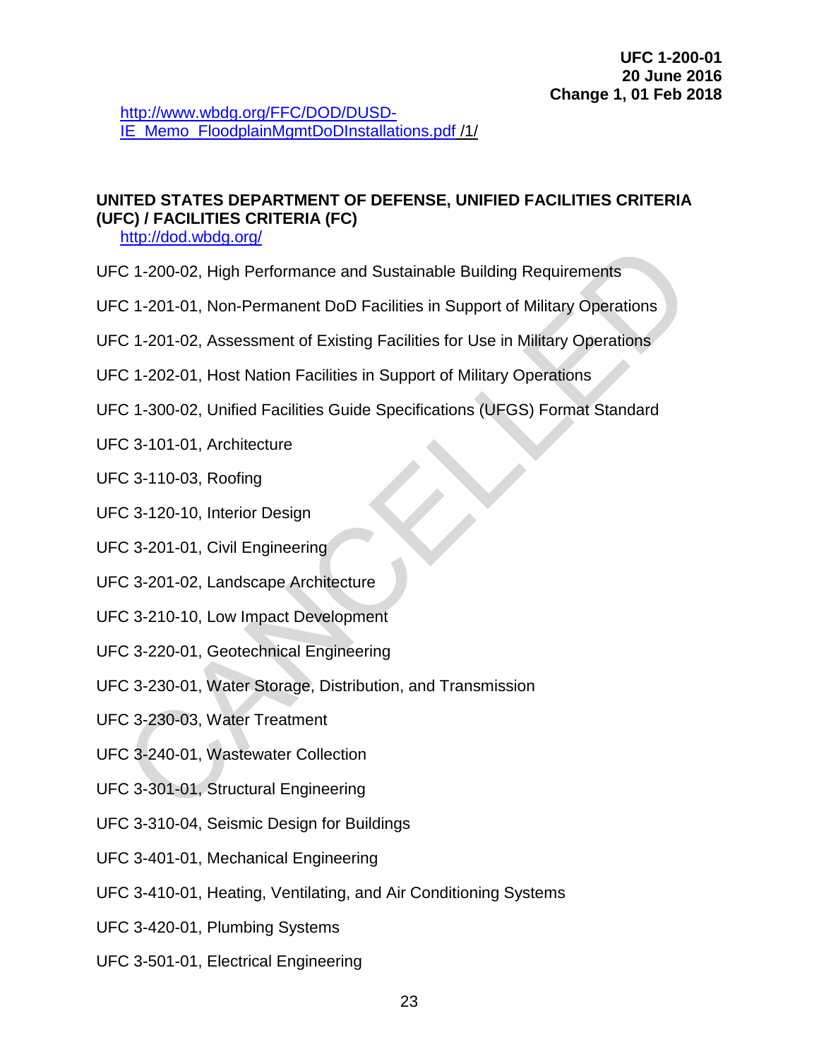http://www.wbdg.org/FFC/DOD/DUSD-IE_Memo_FloodplainMgmtDoDInstallations.pdf /1/

**UNITED STATES DEPARTMENT OF DEFENSE, UNIFIED FACILITIES CRITERIA (UFC) / FACILITIES CRITERIA (FC)**

http://dod.wbdg.org/

UFC 1-200-02, High Performance and Sustainable Building Requirements

UFC 1-201-01, Non-Permanent DoD Facilities in Support of Military Operations

UFC 1-201-02, Assessment of Existing Facilities for Use in Military Operations

UFC 1-202-01, Host Nation Facilities in Support of Military Operations

UFC 1-300-02, Unified Facilities Guide Specifications (UFGS) Format Standard

UFC 3-101-01, Architecture

UFC 3-110-03, Roofing

UFC 3-120-10, Interior Design

UFC 3-201-01, Civil Engineering

UFC 3-201-02, Landscape Architecture

UFC 3-210-10, Low Impact Development

UFC 3-220-01, Geotechnical Engineering

UFC 3-230-01, Water Storage, Distribution, and Transmission

UFC 3-230-03, Water Treatment

UFC 3-240-01, Wastewater Collection

UFC 3-301-01, Structural Engineering

UFC 3-310-04, Seismic Design for Buildings

UFC 3-401-01, Mechanical Engineering

UFC 3-410-01, Heating, Ventilating, and Air Conditioning Systems

UFC 3-420-01, Plumbing Systems

UFC 3-501-01, Electrical Engineering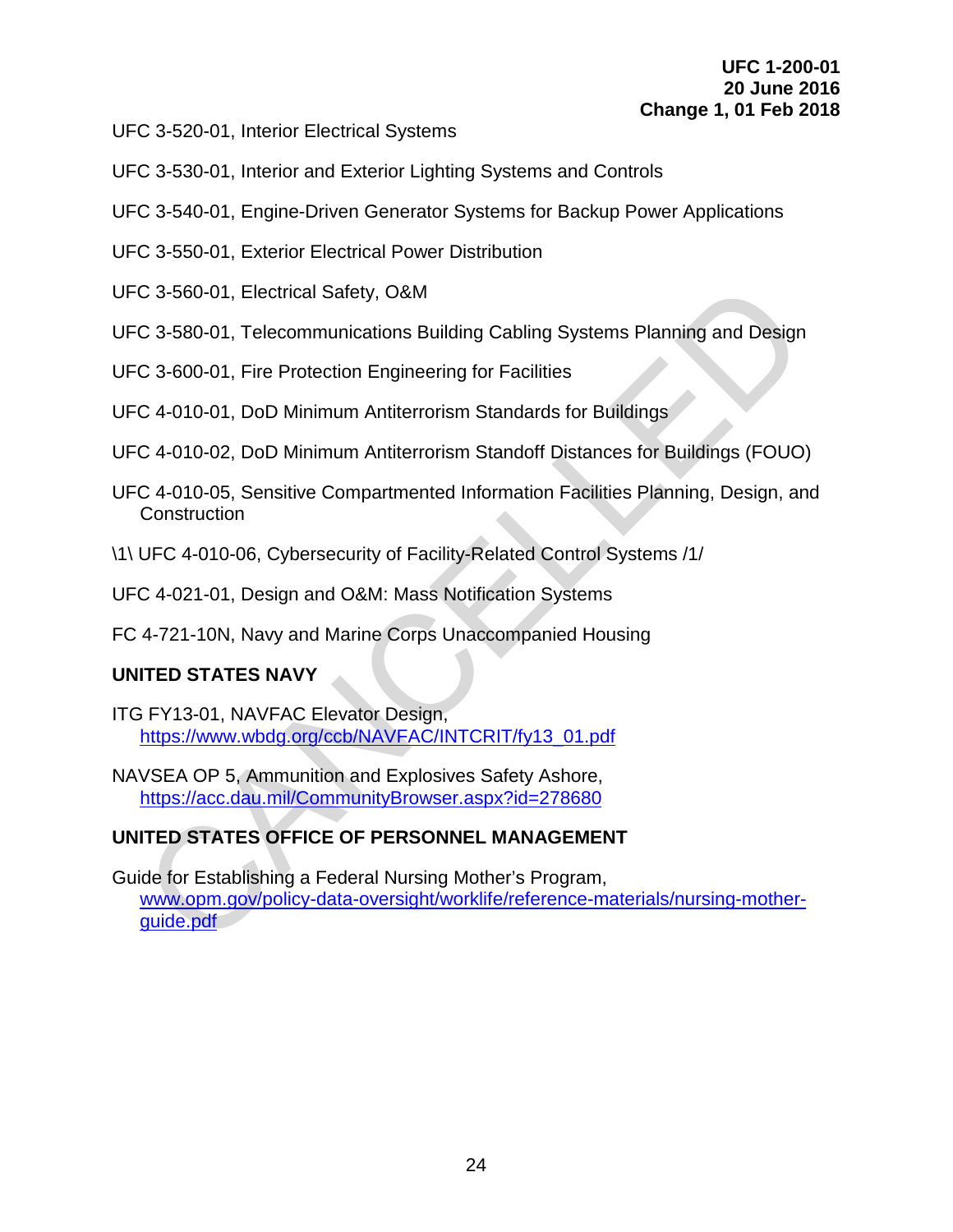UFC 3-520-01, Interior Electrical Systems

UFC 3-530-01, Interior and Exterior Lighting Systems and Controls

UFC 3-540-01, Engine-Driven Generator Systems for Backup Power Applications

UFC 3-550-01, Exterior Electrical Power Distribution

UFC 3-560-01, Electrical Safety, O&M

UFC 3-580-01, Telecommunications Building Cabling Systems Planning and Design

UFC 3-600-01, Fire Protection Engineering for Facilities

UFC 4-010-01, DoD Minimum Antiterrorism Standards for Buildings

UFC 4-010-02, DoD Minimum Antiterrorism Standoff Distances for Buildings (FOUO)

UFC 4-010-05, Sensitive Compartmented Information Facilities Planning, Design, and Construction

\1\ UFC 4-010-06, Cybersecurity of Facility-Related Control Systems /1/

UFC 4-021-01, Design and O&M: Mass Notification Systems

FC 4-721-10N, Navy and Marine Corps Unaccompanied Housing

**UNITED STATES NAVY**

ITG FY13-01, NAVFAC Elevator Design, https://www.wbdg.org/ccb/NAVFAC/INTCRIT/fy13_01.pdf

NAVSEA OP 5, Ammunition and Explosives Safety Ashore, https://acc.dau.mil/CommunityBrowser.aspx?id=278680

**UNITED STATES OFFICE OF PERSONNEL MANAGEMENT**

Guide for Establishing a Federal Nursing Mother's Program, www.opm.gov/policy-data-oversight/worklife/reference-materials/nursing-mother-guide.pdf